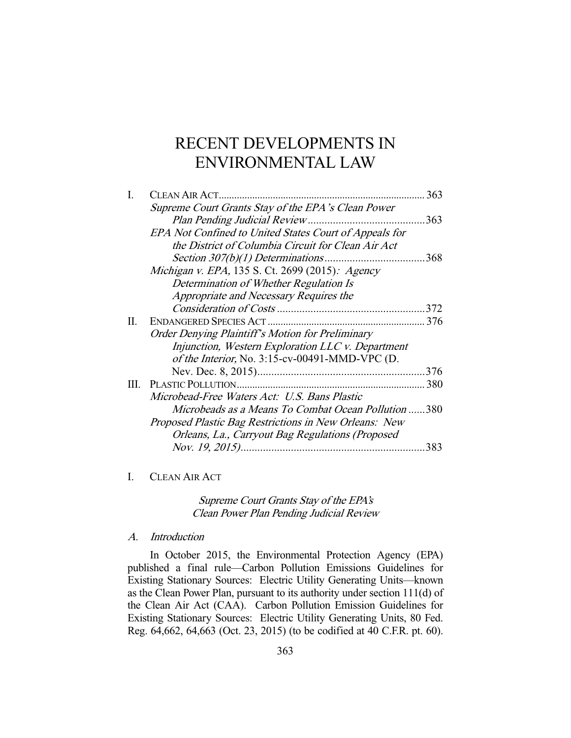# RECENT DEVELOPMENTS IN ENVIRONMENTAL LAW

| | | |
|---|---|---|
| I. | CLEAN AIR ACT | 363 |
| | *Supreme Court Grants Stay of the EPA's Clean Power Plan Pending Judicial Review* | 363 |
| | *EPA Not Confined to United States Court of Appeals for the District of Columbia Circuit for Clean Air Act Section 307(b)(1) Determinations* | 368 |
| | *Michigan v. EPA,* 135 S. Ct. 2699 (2015)*: Agency Determination of Whether Regulation Is Appropriate and Necessary Requires the Consideration of Costs* | 372 |
| II. | ENDANGERED SPECIES ACT | 376 |
| | *Order Denying Plaintiff's Motion for Preliminary Injunction, Western Exploration LLC v. Department of the Interior,* No. 3:15-cv-00491-MMD-VPC (D. Nev. Dec. 8, 2015) | 376 |
| III. | PLASTIC POLLUTION | 380 |
| | *Microbead-Free Waters Act: U.S. Bans Plastic Microbeads as a Means To Combat Ocean Pollution* | 380 |
| | *Proposed Plastic Bag Restrictions in New Orleans: New Orleans, La., Carryout Bag Regulations (Proposed Nov. 19, 2015)* | 383 |

## I. CLEAN AIR ACT

### *Supreme Court Grants Stay of the EPA's Clean Power Plan Pending Judicial Review*

### *A. Introduction*

In October 2015, the Environmental Protection Agency (EPA) published a final rule—Carbon Pollution Emissions Guidelines for Existing Stationary Sources: Electric Utility Generating Units—known as the Clean Power Plan, pursuant to its authority under section 111(d) of the Clean Air Act (CAA). Carbon Pollution Emission Guidelines for Existing Stationary Sources: Electric Utility Generating Units, 80 Fed. Reg. 64,662, 64,663 (Oct. 23, 2015) (to be codified at 40 C.F.R. pt. 60).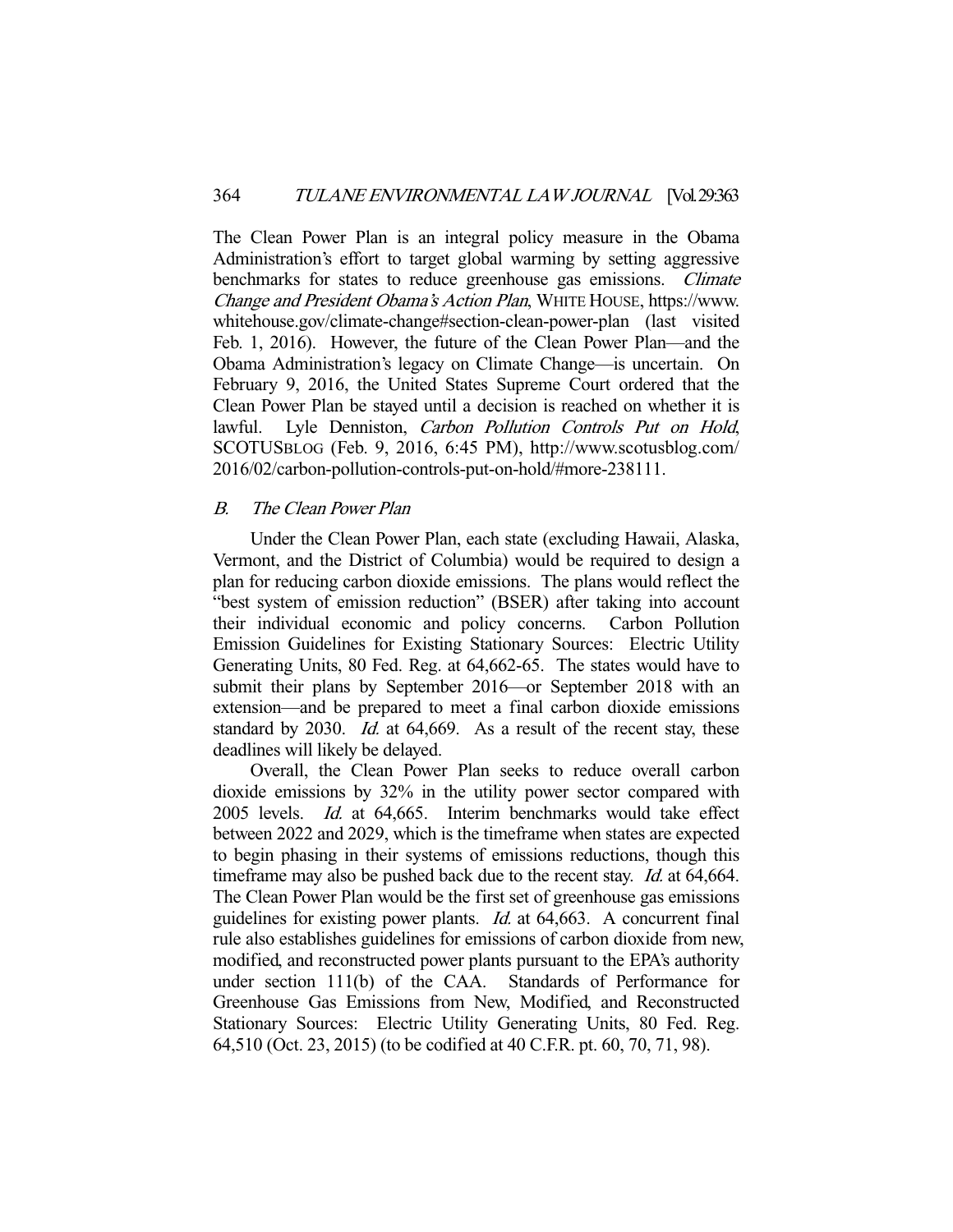The Clean Power Plan is an integral policy measure in the Obama Administration's effort to target global warming by setting aggressive benchmarks for states to reduce greenhouse gas emissions. *Climate Change and President Obama's Action Plan*, WHITE HOUSE, https://www.whitehouse.gov/climate-change#section-clean-power-plan (last visited Feb. 1, 2016). However, the future of the Clean Power Plan—and the Obama Administration's legacy on Climate Change—is uncertain. On February 9, 2016, the United States Supreme Court ordered that the Clean Power Plan be stayed until a decision is reached on whether it is lawful. Lyle Denniston, *Carbon Pollution Controls Put on Hold*, SCOTUSBLOG (Feb. 9, 2016, 6:45 PM), http://www.scotusblog.com/2016/02/carbon-pollution-controls-put-on-hold/#more-238111.

### *B. The Clean Power Plan*

Under the Clean Power Plan, each state (excluding Hawaii, Alaska, Vermont, and the District of Columbia) would be required to design a plan for reducing carbon dioxide emissions. The plans would reflect the "best system of emission reduction" (BSER) after taking into account their individual economic and policy concerns. Carbon Pollution Emission Guidelines for Existing Stationary Sources: Electric Utility Generating Units, 80 Fed. Reg. at 64,662-65. The states would have to submit their plans by September 2016—or September 2018 with an extension—and be prepared to meet a final carbon dioxide emissions standard by 2030. *Id.* at 64,669. As a result of the recent stay, these deadlines will likely be delayed.

Overall, the Clean Power Plan seeks to reduce overall carbon dioxide emissions by 32% in the utility power sector compared with 2005 levels. *Id.* at 64,665. Interim benchmarks would take effect between 2022 and 2029, which is the timeframe when states are expected to begin phasing in their systems of emissions reductions, though this timeframe may also be pushed back due to the recent stay. *Id.* at 64,664. The Clean Power Plan would be the first set of greenhouse gas emissions guidelines for existing power plants. *Id.* at 64,663. A concurrent final rule also establishes guidelines for emissions of carbon dioxide from new, modified, and reconstructed power plants pursuant to the EPA's authority under section 111(b) of the CAA. Standards of Performance for Greenhouse Gas Emissions from New, Modified, and Reconstructed Stationary Sources: Electric Utility Generating Units, 80 Fed. Reg. 64,510 (Oct. 23, 2015) (to be codified at 40 C.F.R. pt. 60, 70, 71, 98).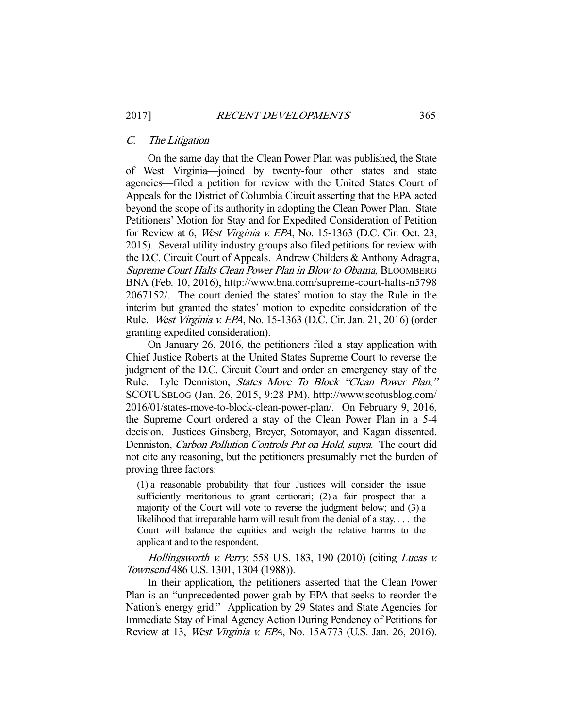### *C. The Litigation*

On the same day that the Clean Power Plan was published, the State of West Virginia—joined by twenty-four other states and state agencies—filed a petition for review with the United States Court of Appeals for the District of Columbia Circuit asserting that the EPA acted beyond the scope of its authority in adopting the Clean Power Plan. State Petitioners' Motion for Stay and for Expedited Consideration of Petition for Review at 6, *West Virginia v. EPA*, No. 15-1363 (D.C. Cir. Oct. 23, 2015). Several utility industry groups also filed petitions for review with the D.C. Circuit Court of Appeals. Andrew Childers & Anthony Adragna, *Supreme Court Halts Clean Power Plan in Blow to Obama*, BLOOMBERG BNA (Feb. 10, 2016), http://www.bna.com/supreme-court-halts-n57982067152/. The court denied the states' motion to stay the Rule in the interim but granted the states' motion to expedite consideration of the Rule. *West Virginia v. EPA*, No. 15-1363 (D.C. Cir. Jan. 21, 2016) (order granting expedited consideration).

On January 26, 2016, the petitioners filed a stay application with Chief Justice Roberts at the United States Supreme Court to reverse the judgment of the D.C. Circuit Court and order an emergency stay of the Rule. Lyle Denniston, *States Move To Block "Clean Power Plan,"* SCOTUSBLOG (Jan. 26, 2015, 9:28 PM), http://www.scotusblog.com/2016/01/states-move-to-block-clean-power-plan/. On February 9, 2016, the Supreme Court ordered a stay of the Clean Power Plan in a 5-4 decision. Justices Ginsberg, Breyer, Sotomayor, and Kagan dissented. Denniston, *Carbon Pollution Controls Put on Hold*, *supra*. The court did not cite any reasoning, but the petitioners presumably met the burden of proving three factors:

> (1) a reasonable probability that four Justices will consider the issue sufficiently meritorious to grant certiorari; (2) a fair prospect that a majority of the Court will vote to reverse the judgment below; and (3) a likelihood that irreparable harm will result from the denial of a stay. . . . the Court will balance the equities and weigh the relative harms to the applicant and to the respondent.

*Hollingsworth v. Perry*, 558 U.S. 183, 190 (2010) (citing *Lucas v. Townsend* 486 U.S. 1301, 1304 (1988)).

In their application, the petitioners asserted that the Clean Power Plan is an "unprecedented power grab by EPA that seeks to reorder the Nation's energy grid." Application by 29 States and State Agencies for Immediate Stay of Final Agency Action During Pendency of Petitions for Review at 13, *West Virginia v. EPA*, No. 15A773 (U.S. Jan. 26, 2016).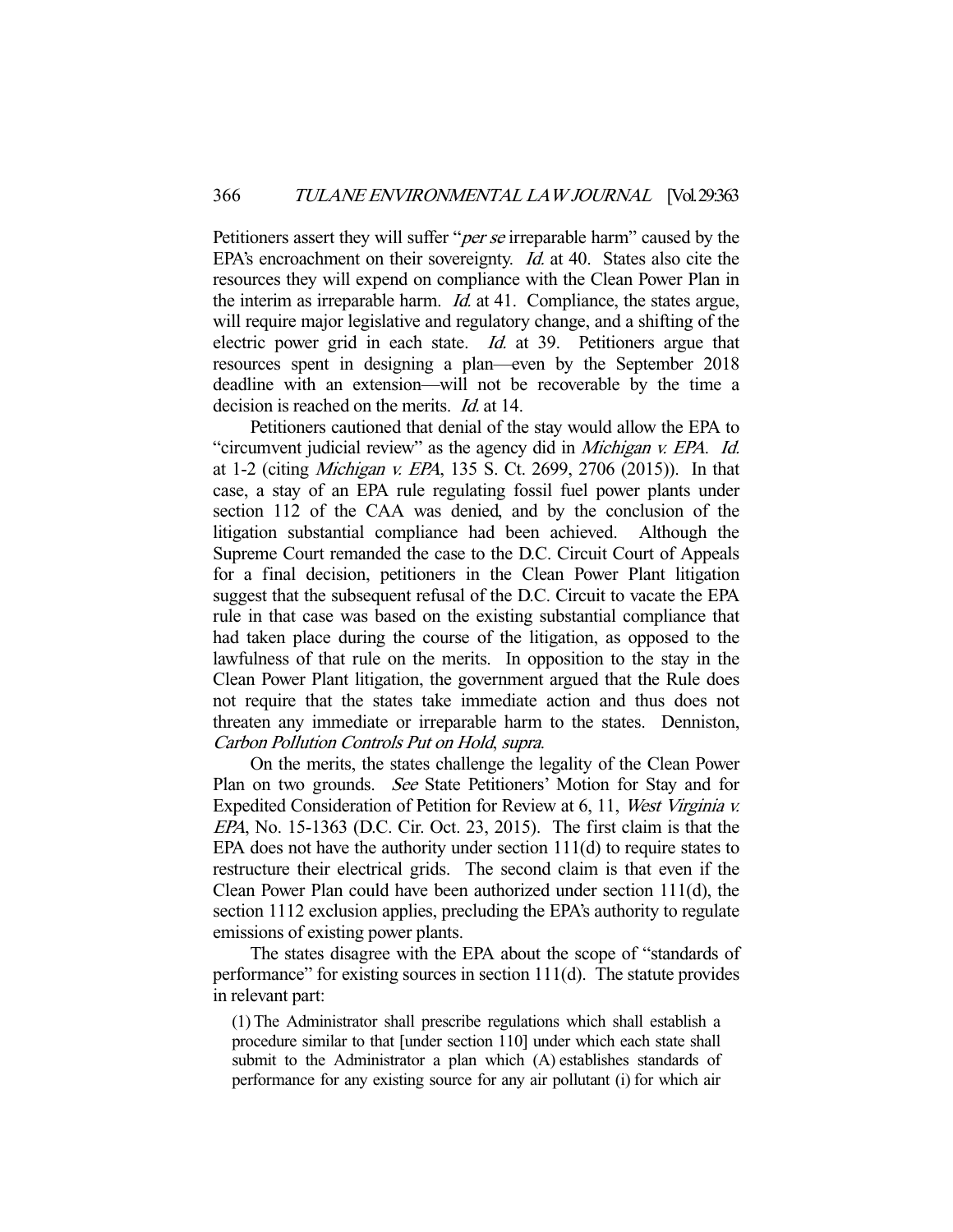Petitioners assert they will suffer "*per se* irreparable harm" caused by the EPA's encroachment on their sovereignty. *Id.* at 40. States also cite the resources they will expend on compliance with the Clean Power Plan in the interim as irreparable harm. *Id.* at 41. Compliance, the states argue, will require major legislative and regulatory change, and a shifting of the electric power grid in each state. *Id.* at 39. Petitioners argue that resources spent in designing a plan—even by the September 2018 deadline with an extension—will not be recoverable by the time a decision is reached on the merits. *Id.* at 14.

Petitioners cautioned that denial of the stay would allow the EPA to "circumvent judicial review" as the agency did in *Michigan v. EPA*. *Id.* at 1-2 (citing *Michigan v. EPA*, 135 S. Ct. 2699, 2706 (2015)). In that case, a stay of an EPA rule regulating fossil fuel power plants under section 112 of the CAA was denied, and by the conclusion of the litigation substantial compliance had been achieved. Although the Supreme Court remanded the case to the D.C. Circuit Court of Appeals for a final decision, petitioners in the Clean Power Plant litigation suggest that the subsequent refusal of the D.C. Circuit to vacate the EPA rule in that case was based on the existing substantial compliance that had taken place during the course of the litigation, as opposed to the lawfulness of that rule on the merits. In opposition to the stay in the Clean Power Plant litigation, the government argued that the Rule does not require that the states take immediate action and thus does not threaten any immediate or irreparable harm to the states. Denniston, *Carbon Pollution Controls Put on Hold*, *supra*.

On the merits, the states challenge the legality of the Clean Power Plan on two grounds. *See* State Petitioners' Motion for Stay and for Expedited Consideration of Petition for Review at 6, 11, *West Virginia v. EPA*, No. 15-1363 (D.C. Cir. Oct. 23, 2015). The first claim is that the EPA does not have the authority under section 111(d) to require states to restructure their electrical grids. The second claim is that even if the Clean Power Plan could have been authorized under section 111(d), the section 1112 exclusion applies, precluding the EPA's authority to regulate emissions of existing power plants.

The states disagree with the EPA about the scope of "standards of performance" for existing sources in section 111(d). The statute provides in relevant part:

> (1) The Administrator shall prescribe regulations which shall establish a procedure similar to that [under section 110] under which each state shall submit to the Administrator a plan which (A) establishes standards of performance for any existing source for any air pollutant (i) for which air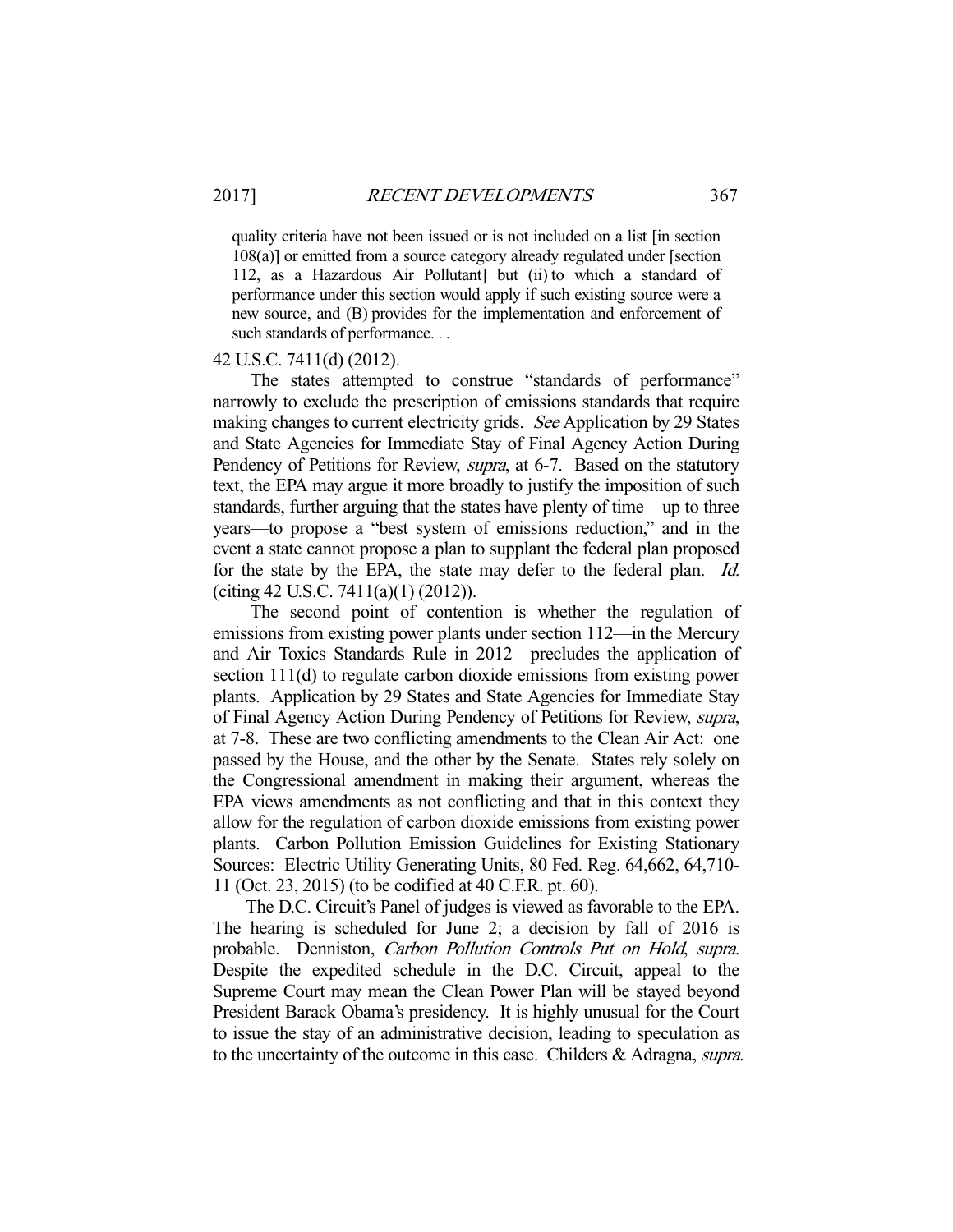> quality criteria have not been issued or is not included on a list [in section 108(a)] or emitted from a source category already regulated under [section 112, as a Hazardous Air Pollutant] but (ii) to which a standard of performance under this section would apply if such existing source were a new source, and (B) provides for the implementation and enforcement of such standards of performance. . .

42 U.S.C. 7411(d) (2012).

The states attempted to construe "standards of performance" narrowly to exclude the prescription of emissions standards that require making changes to current electricity grids. *See* Application by 29 States and State Agencies for Immediate Stay of Final Agency Action During Pendency of Petitions for Review, *supra*, at 6-7. Based on the statutory text, the EPA may argue it more broadly to justify the imposition of such standards, further arguing that the states have plenty of time—up to three years—to propose a "best system of emissions reduction," and in the event a state cannot propose a plan to supplant the federal plan proposed for the state by the EPA, the state may defer to the federal plan. *Id.* (citing 42 U.S.C. 7411(a)(1) (2012)).

The second point of contention is whether the regulation of emissions from existing power plants under section 112—in the Mercury and Air Toxics Standards Rule in 2012—precludes the application of section 111(d) to regulate carbon dioxide emissions from existing power plants. Application by 29 States and State Agencies for Immediate Stay of Final Agency Action During Pendency of Petitions for Review, *supra*, at 7-8. These are two conflicting amendments to the Clean Air Act: one passed by the House, and the other by the Senate. States rely solely on the Congressional amendment in making their argument, whereas the EPA views amendments as not conflicting and that in this context they allow for the regulation of carbon dioxide emissions from existing power plants. Carbon Pollution Emission Guidelines for Existing Stationary Sources: Electric Utility Generating Units, 80 Fed. Reg. 64,662, 64,710-11 (Oct. 23, 2015) (to be codified at 40 C.F.R. pt. 60).

The D.C. Circuit's Panel of judges is viewed as favorable to the EPA. The hearing is scheduled for June 2; a decision by fall of 2016 is probable. Denniston, *Carbon Pollution Controls Put on Hold*, *supra*. Despite the expedited schedule in the D.C. Circuit, appeal to the Supreme Court may mean the Clean Power Plan will be stayed beyond President Barack Obama's presidency. It is highly unusual for the Court to issue the stay of an administrative decision, leading to speculation as to the uncertainty of the outcome in this case. Childers & Adragna, *supra*.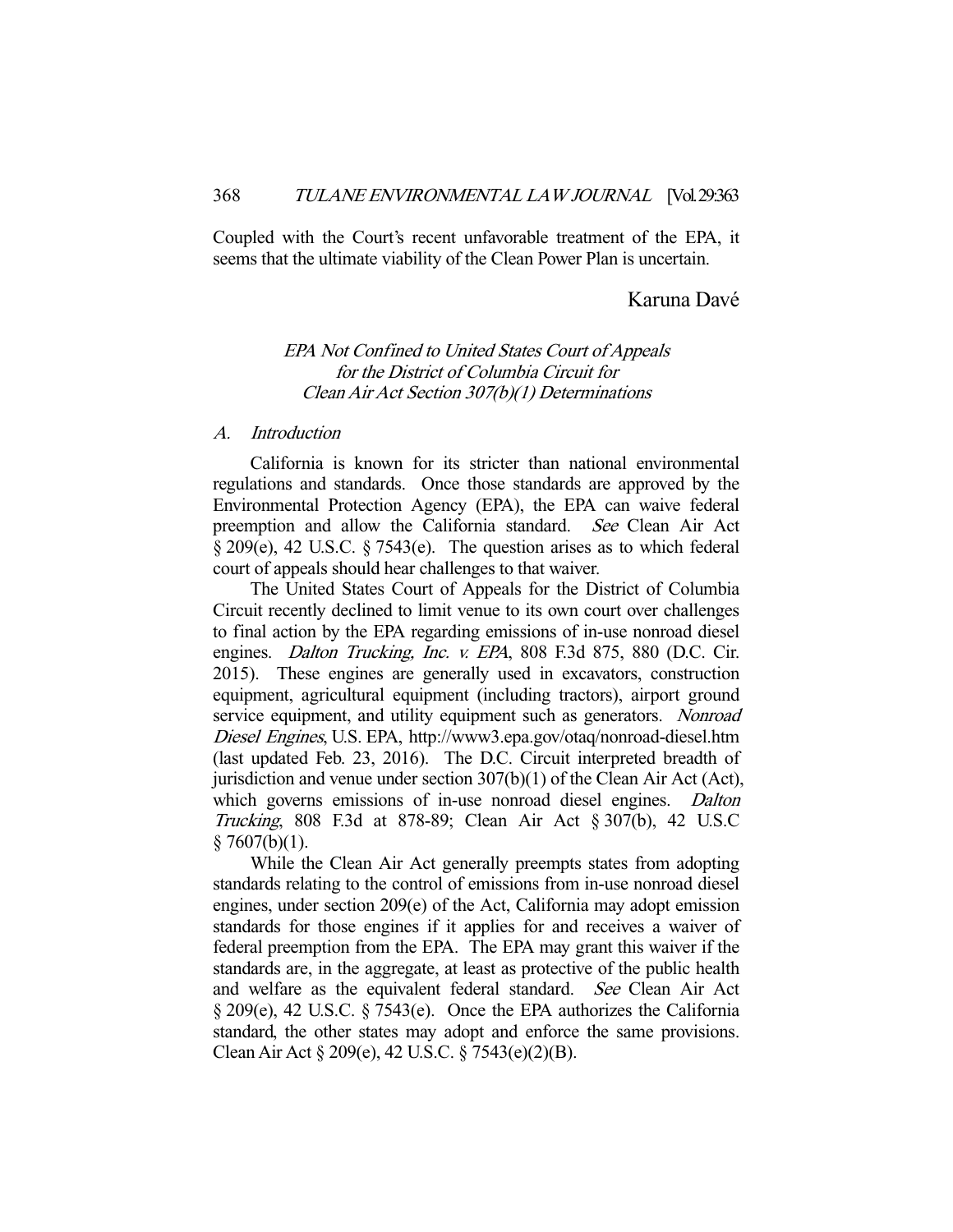Coupled with the Court's recent unfavorable treatment of the EPA, it seems that the ultimate viability of the Clean Power Plan is uncertain.

Karuna Davé

### *EPA Not Confined to United States Court of Appeals for the District of Columbia Circuit for Clean Air Act Section 307(b)(1) Determinations*

#### A. *Introduction*

California is known for its stricter than national environmental regulations and standards. Once those standards are approved by the Environmental Protection Agency (EPA), the EPA can waive federal preemption and allow the California standard. *See* Clean Air Act § 209(e), 42 U.S.C. § 7543(e). The question arises as to which federal court of appeals should hear challenges to that waiver.

The United States Court of Appeals for the District of Columbia Circuit recently declined to limit venue to its own court over challenges to final action by the EPA regarding emissions of in-use nonroad diesel engines. *Dalton Trucking, Inc. v. EPA*, 808 F.3d 875, 880 (D.C. Cir. 2015). These engines are generally used in excavators, construction equipment, agricultural equipment (including tractors), airport ground service equipment, and utility equipment such as generators. *Nonroad Diesel Engines*, U.S. EPA, http://www3.epa.gov/otaq/nonroad-diesel.htm (last updated Feb. 23, 2016). The D.C. Circuit interpreted breadth of jurisdiction and venue under section 307(b)(1) of the Clean Air Act (Act), which governs emissions of in-use nonroad diesel engines. *Dalton Trucking*, 808 F.3d at 878-89; Clean Air Act § 307(b), 42 U.S.C § 7607(b)(1).

While the Clean Air Act generally preempts states from adopting standards relating to the control of emissions from in-use nonroad diesel engines, under section 209(e) of the Act, California may adopt emission standards for those engines if it applies for and receives a waiver of federal preemption from the EPA. The EPA may grant this waiver if the standards are, in the aggregate, at least as protective of the public health and welfare as the equivalent federal standard. *See* Clean Air Act § 209(e), 42 U.S.C. § 7543(e). Once the EPA authorizes the California standard, the other states may adopt and enforce the same provisions. Clean Air Act § 209(e), 42 U.S.C. § 7543(e)(2)(B).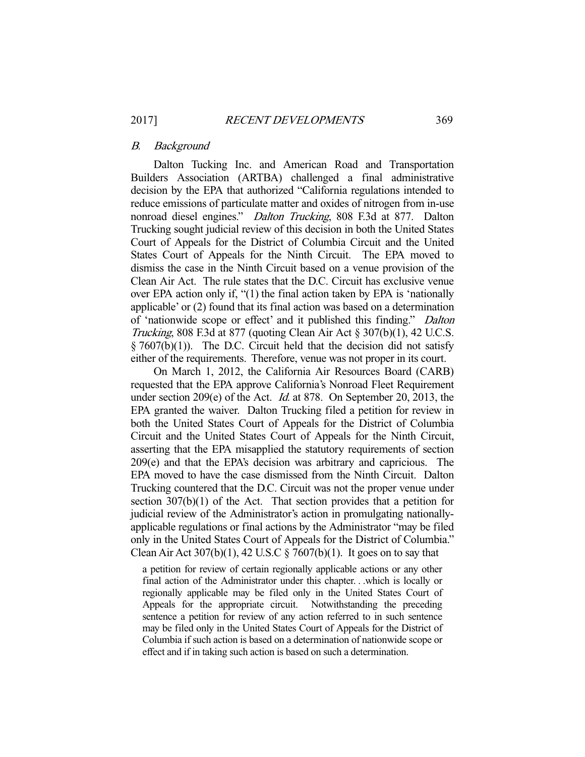### *B. Background*

Dalton Tucking Inc. and American Road and Transportation Builders Association (ARTBA) challenged a final administrative decision by the EPA that authorized "California regulations intended to reduce emissions of particulate matter and oxides of nitrogen from in-use nonroad diesel engines." *Dalton Trucking*, 808 F.3d at 877. Dalton Trucking sought judicial review of this decision in both the United States Court of Appeals for the District of Columbia Circuit and the United States Court of Appeals for the Ninth Circuit. The EPA moved to dismiss the case in the Ninth Circuit based on a venue provision of the Clean Air Act. The rule states that the D.C. Circuit has exclusive venue over EPA action only if, "(1) the final action taken by EPA is 'nationally applicable' or (2) found that its final action was based on a determination of 'nationwide scope or effect' and it published this finding." *Dalton Trucking*, 808 F.3d at 877 (quoting Clean Air Act § 307(b)(1), 42 U.C.S. § 7607(b)(1)). The D.C. Circuit held that the decision did not satisfy either of the requirements. Therefore, venue was not proper in its court.

On March 1, 2012, the California Air Resources Board (CARB) requested that the EPA approve California's Nonroad Fleet Requirement under section 209(e) of the Act. *Id.* at 878. On September 20, 2013, the EPA granted the waiver. Dalton Trucking filed a petition for review in both the United States Court of Appeals for the District of Columbia Circuit and the United States Court of Appeals for the Ninth Circuit, asserting that the EPA misapplied the statutory requirements of section 209(e) and that the EPA's decision was arbitrary and capricious. The EPA moved to have the case dismissed from the Ninth Circuit. Dalton Trucking countered that the D.C. Circuit was not the proper venue under section 307(b)(1) of the Act. That section provides that a petition for judicial review of the Administrator's action in promulgating nationally-applicable regulations or final actions by the Administrator "may be filed only in the United States Court of Appeals for the District of Columbia." Clean Air Act 307(b)(1), 42 U.S.C § 7607(b)(1). It goes on to say that

> a petition for review of certain regionally applicable actions or any other final action of the Administrator under this chapter. . .which is locally or regionally applicable may be filed only in the United States Court of Appeals for the appropriate circuit. Notwithstanding the preceding sentence a petition for review of any action referred to in such sentence may be filed only in the United States Court of Appeals for the District of Columbia if such action is based on a determination of nationwide scope or effect and if in taking such action is based on such a determination.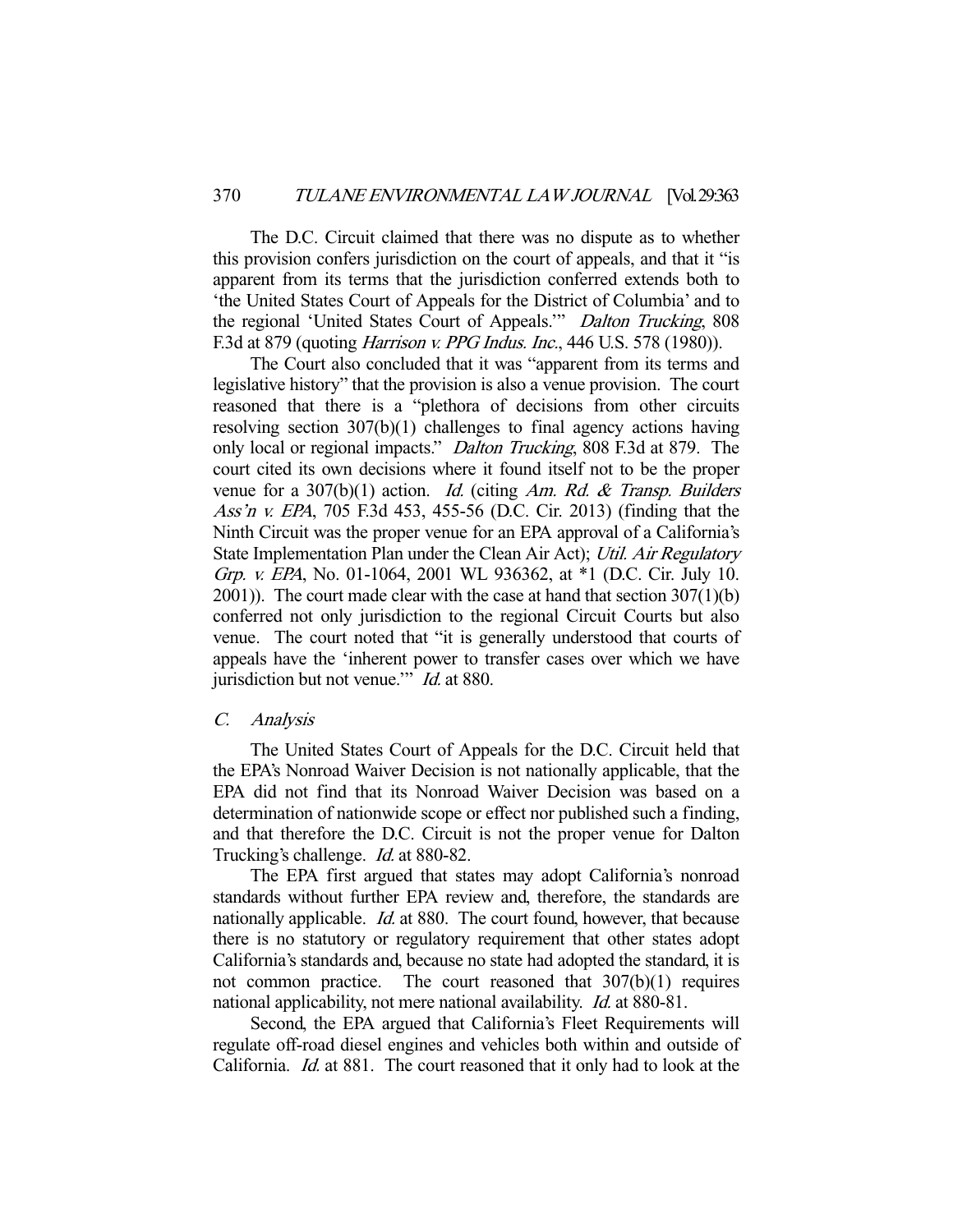The D.C. Circuit claimed that there was no dispute as to whether this provision confers jurisdiction on the court of appeals, and that it "is apparent from its terms that the jurisdiction conferred extends both to 'the United States Court of Appeals for the District of Columbia' and to the regional 'United States Court of Appeals.'" *Dalton Trucking*, 808 F.3d at 879 (quoting *Harrison v. PPG Indus. Inc.*, 446 U.S. 578 (1980)).

The Court also concluded that it was "apparent from its terms and legislative history" that the provision is also a venue provision. The court reasoned that there is a "plethora of decisions from other circuits resolving section 307(b)(1) challenges to final agency actions having only local or regional impacts." *Dalton Trucking*, 808 F.3d at 879. The court cited its own decisions where it found itself not to be the proper venue for a 307(b)(1) action. *Id.* (citing *Am. Rd. & Transp. Builders Ass'n v. EPA*, 705 F.3d 453, 455-56 (D.C. Cir. 2013) (finding that the Ninth Circuit was the proper venue for an EPA approval of a California's State Implementation Plan under the Clean Air Act); *Util. Air Regulatory Grp. v. EPA*, No. 01-1064, 2001 WL 936362, at *1 (D.C. Cir. July 10. 2001)). The court made clear with the case at hand that section 307(1)(b) conferred not only jurisdiction to the regional Circuit Courts but also venue. The court noted that "it is generally understood that courts of appeals have the 'inherent power to transfer cases over which we have jurisdiction but not venue.'" *Id.* at 880.

### *C. Analysis*

The United States Court of Appeals for the D.C. Circuit held that the EPA's Nonroad Waiver Decision is not nationally applicable, that the EPA did not find that its Nonroad Waiver Decision was based on a determination of nationwide scope or effect nor published such a finding, and that therefore the D.C. Circuit is not the proper venue for Dalton Trucking's challenge. *Id.* at 880-82.

The EPA first argued that states may adopt California's nonroad standards without further EPA review and, therefore, the standards are nationally applicable. *Id.* at 880. The court found, however, that because there is no statutory or regulatory requirement that other states adopt California's standards and, because no state had adopted the standard, it is not common practice. The court reasoned that 307(b)(1) requires national applicability, not mere national availability. *Id.* at 880-81.

Second, the EPA argued that California's Fleet Requirements will regulate off-road diesel engines and vehicles both within and outside of California. *Id.* at 881. The court reasoned that it only had to look at the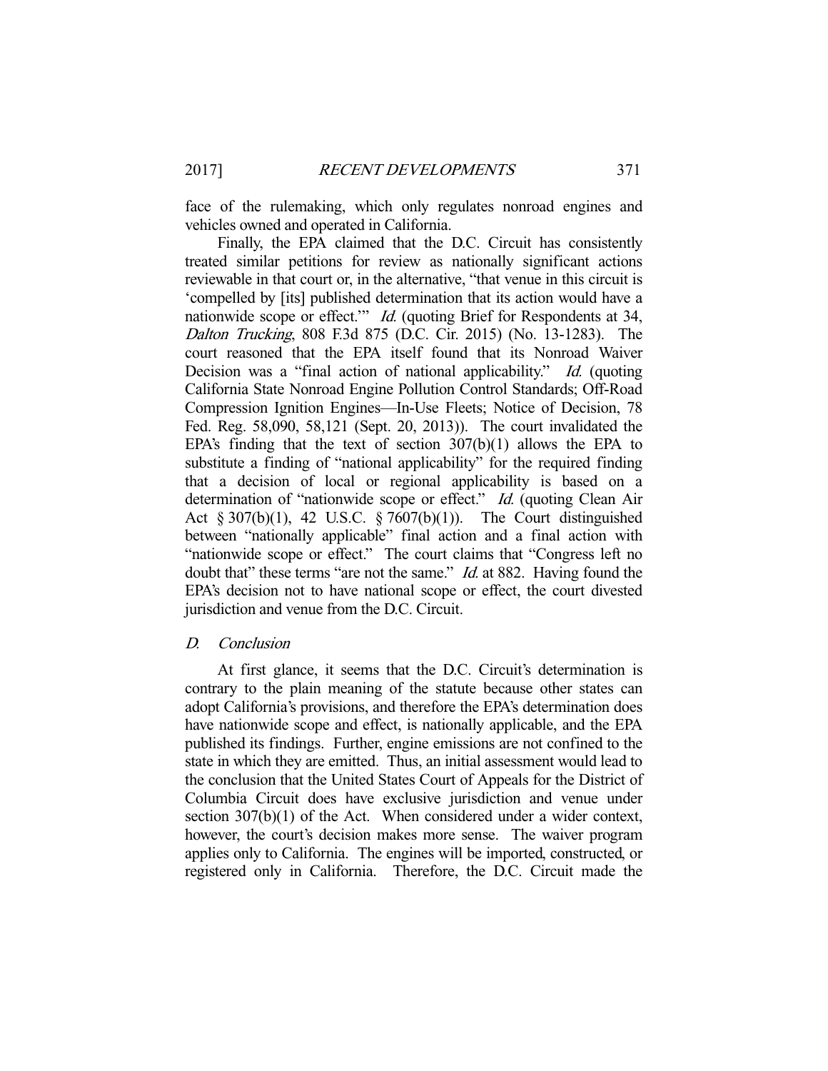face of the rulemaking, which only regulates nonroad engines and vehicles owned and operated in California.

Finally, the EPA claimed that the D.C. Circuit has consistently treated similar petitions for review as nationally significant actions reviewable in that court or, in the alternative, "that venue in this circuit is 'compelled by [its] published determination that its action would have a nationwide scope or effect.'" *Id.* (quoting Brief for Respondents at 34, *Dalton Trucking*, 808 F.3d 875 (D.C. Cir. 2015) (No. 13-1283). The court reasoned that the EPA itself found that its Nonroad Waiver Decision was a "final action of national applicability." *Id.* (quoting California State Nonroad Engine Pollution Control Standards; Off-Road Compression Ignition Engines—In-Use Fleets; Notice of Decision, 78 Fed. Reg. 58,090, 58,121 (Sept. 20, 2013)). The court invalidated the EPA's finding that the text of section 307(b)(1) allows the EPA to substitute a finding of "national applicability" for the required finding that a decision of local or regional applicability is based on a determination of "nationwide scope or effect." *Id.* (quoting Clean Air Act § 307(b)(1), 42 U.S.C. § 7607(b)(1)). The Court distinguished between "nationally applicable" final action and a final action with "nationwide scope or effect." The court claims that "Congress left no doubt that" these terms "are not the same." *Id.* at 882. Having found the EPA's decision not to have national scope or effect, the court divested jurisdiction and venue from the D.C. Circuit.

### *D. Conclusion*

At first glance, it seems that the D.C. Circuit's determination is contrary to the plain meaning of the statute because other states can adopt California's provisions, and therefore the EPA's determination does have nationwide scope and effect, is nationally applicable, and the EPA published its findings. Further, engine emissions are not confined to the state in which they are emitted. Thus, an initial assessment would lead to the conclusion that the United States Court of Appeals for the District of Columbia Circuit does have exclusive jurisdiction and venue under section 307(b)(1) of the Act. When considered under a wider context, however, the court's decision makes more sense. The waiver program applies only to California. The engines will be imported, constructed, or registered only in California. Therefore, the D.C. Circuit made the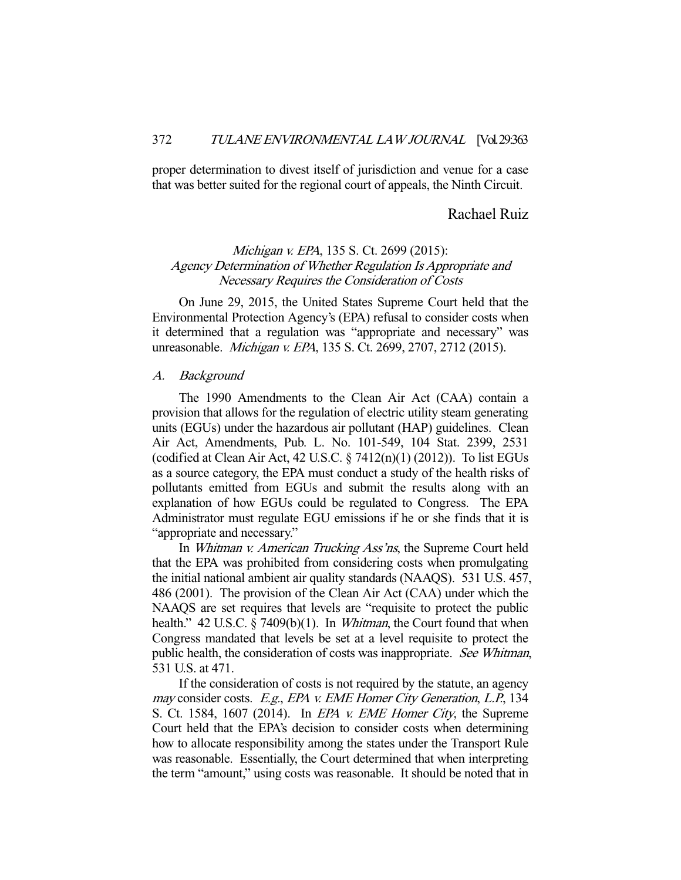proper determination to divest itself of jurisdiction and venue for a case that was better suited for the regional court of appeals, the Ninth Circuit.

Rachael Ruiz

### *Michigan v. EPA*, 135 S. Ct. 2699 (2015): *Agency Determination of Whether Regulation Is Appropriate and Necessary Requires the Consideration of Costs*

On June 29, 2015, the United States Supreme Court held that the Environmental Protection Agency's (EPA) refusal to consider costs when it determined that a regulation was "appropriate and necessary" was unreasonable. *Michigan v. EPA*, 135 S. Ct. 2699, 2707, 2712 (2015).

#### *A. Background*

The 1990 Amendments to the Clean Air Act (CAA) contain a provision that allows for the regulation of electric utility steam generating units (EGUs) under the hazardous air pollutant (HAP) guidelines. Clean Air Act, Amendments, Pub. L. No. 101-549, 104 Stat. 2399, 2531 (codified at Clean Air Act, 42 U.S.C. § 7412(n)(1) (2012)). To list EGUs as a source category, the EPA must conduct a study of the health risks of pollutants emitted from EGUs and submit the results along with an explanation of how EGUs could be regulated to Congress. The EPA Administrator must regulate EGU emissions if he or she finds that it is "appropriate and necessary."

In *Whitman v. American Trucking Ass'ns*, the Supreme Court held that the EPA was prohibited from considering costs when promulgating the initial national ambient air quality standards (NAAQS). 531 U.S. 457, 486 (2001). The provision of the Clean Air Act (CAA) under which the NAAQS are set requires that levels are "requisite to protect the public health." 42 U.S.C. § 7409(b)(1). In *Whitman*, the Court found that when Congress mandated that levels be set at a level requisite to protect the public health, the consideration of costs was inappropriate. *See Whitman*, 531 U.S. at 471.

If the consideration of costs is not required by the statute, an agency *may* consider costs. *E.g.*, *EPA v. EME Homer City Generation*, *L.P.*, 134 S. Ct. 1584, 1607 (2014). In *EPA v. EME Homer City*, the Supreme Court held that the EPA's decision to consider costs when determining how to allocate responsibility among the states under the Transport Rule was reasonable. Essentially, the Court determined that when interpreting the term "amount," using costs was reasonable. It should be noted that in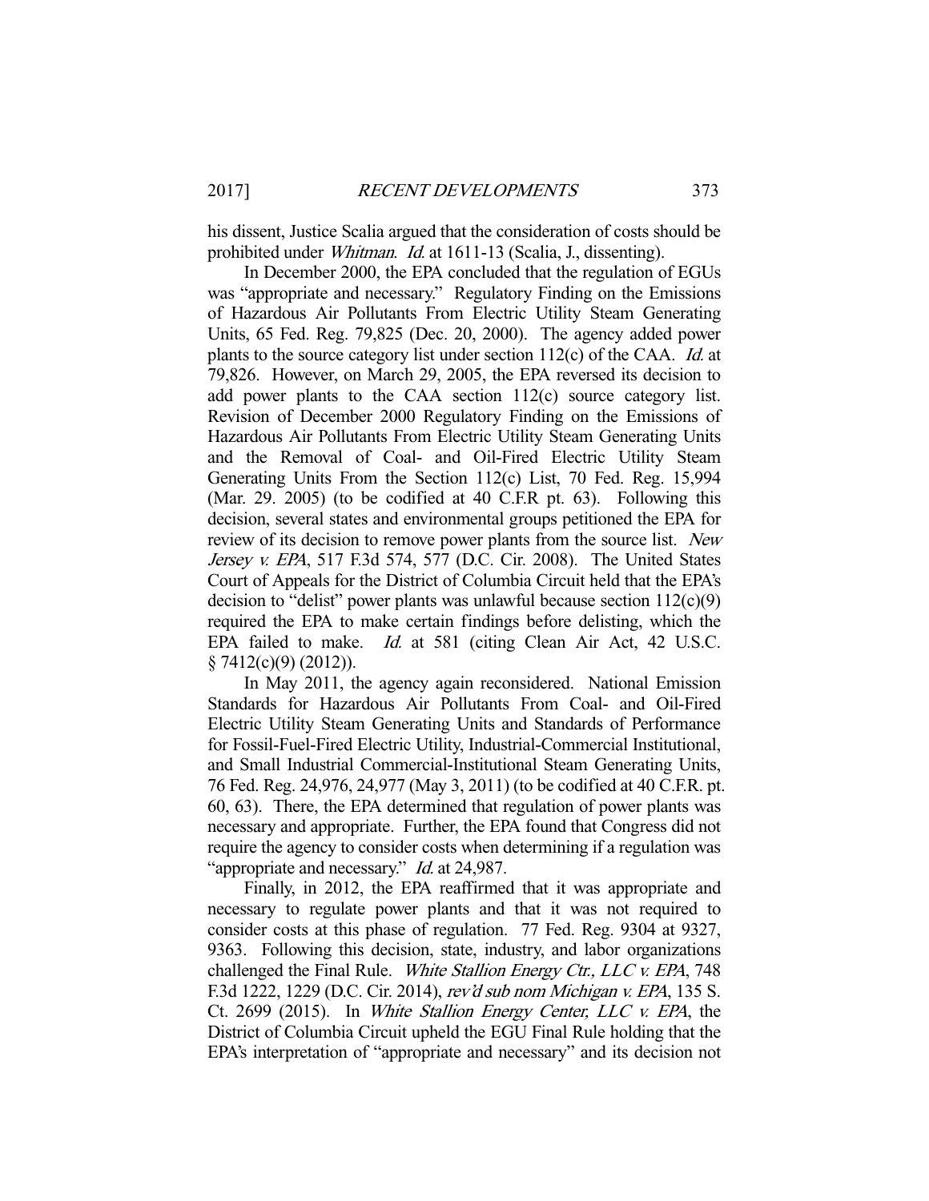his dissent, Justice Scalia argued that the consideration of costs should be prohibited under *Whitman*. *Id.* at 1611-13 (Scalia, J., dissenting).

In December 2000, the EPA concluded that the regulation of EGUs was "appropriate and necessary." Regulatory Finding on the Emissions of Hazardous Air Pollutants From Electric Utility Steam Generating Units, 65 Fed. Reg. 79,825 (Dec. 20, 2000). The agency added power plants to the source category list under section 112(c) of the CAA. *Id.* at 79,826. However, on March 29, 2005, the EPA reversed its decision to add power plants to the CAA section 112(c) source category list. Revision of December 2000 Regulatory Finding on the Emissions of Hazardous Air Pollutants From Electric Utility Steam Generating Units and the Removal of Coal- and Oil-Fired Electric Utility Steam Generating Units From the Section 112(c) List, 70 Fed. Reg. 15,994 (Mar. 29. 2005) (to be codified at 40 C.F.R pt. 63). Following this decision, several states and environmental groups petitioned the EPA for review of its decision to remove power plants from the source list. *New Jersey v. EPA*, 517 F.3d 574, 577 (D.C. Cir. 2008). The United States Court of Appeals for the District of Columbia Circuit held that the EPA's decision to "delist" power plants was unlawful because section 112(c)(9) required the EPA to make certain findings before delisting, which the EPA failed to make. *Id.* at 581 (citing Clean Air Act, 42 U.S.C. § 7412(c)(9) (2012)).

In May 2011, the agency again reconsidered. National Emission Standards for Hazardous Air Pollutants From Coal- and Oil-Fired Electric Utility Steam Generating Units and Standards of Performance for Fossil-Fuel-Fired Electric Utility, Industrial-Commercial Institutional, and Small Industrial Commercial-Institutional Steam Generating Units, 76 Fed. Reg. 24,976, 24,977 (May 3, 2011) (to be codified at 40 C.F.R. pt. 60, 63). There, the EPA determined that regulation of power plants was necessary and appropriate. Further, the EPA found that Congress did not require the agency to consider costs when determining if a regulation was "appropriate and necessary." *Id.* at 24,987.

Finally, in 2012, the EPA reaffirmed that it was appropriate and necessary to regulate power plants and that it was not required to consider costs at this phase of regulation. 77 Fed. Reg. 9304 at 9327, 9363. Following this decision, state, industry, and labor organizations challenged the Final Rule. *White Stallion Energy Ctr., LLC v. EPA*, 748 F.3d 1222, 1229 (D.C. Cir. 2014), *rev'd sub nom Michigan v. EPA*, 135 S. Ct. 2699 (2015). In *White Stallion Energy Center, LLC v. EPA*, the District of Columbia Circuit upheld the EGU Final Rule holding that the EPA's interpretation of "appropriate and necessary" and its decision not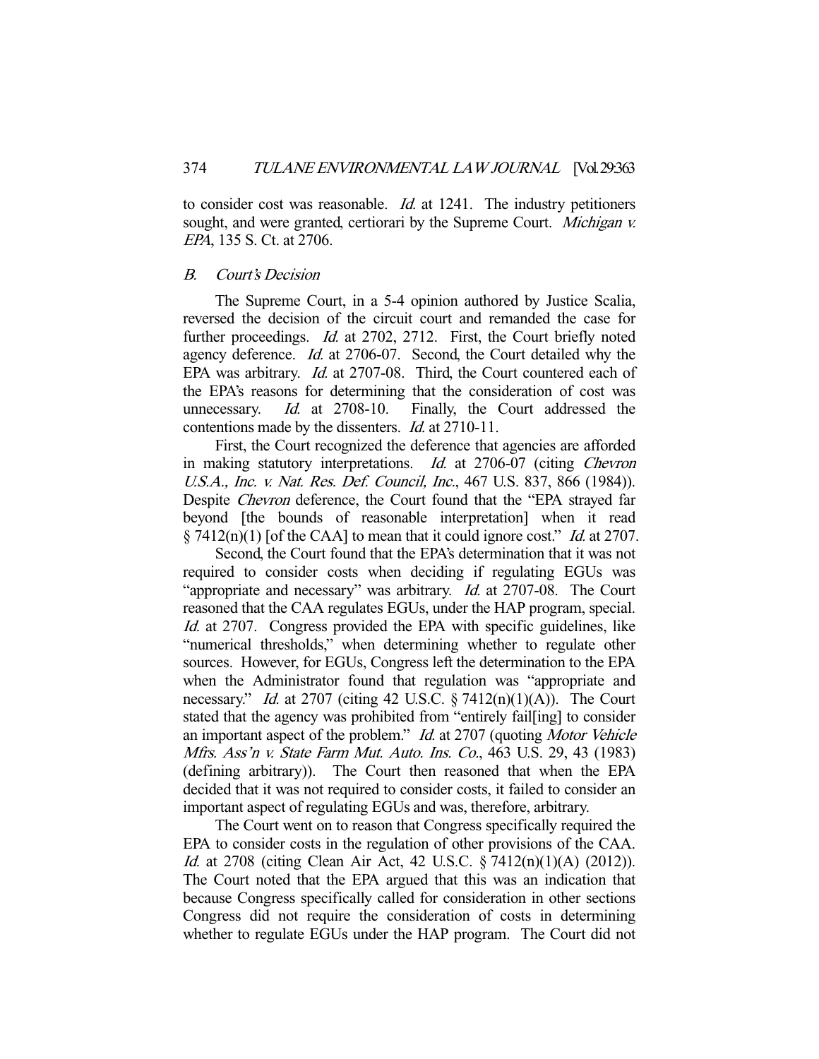to consider cost was reasonable. *Id.* at 1241. The industry petitioners sought, and were granted, certiorari by the Supreme Court. *Michigan v. EPA*, 135 S. Ct. at 2706.

### B. Court's Decision

The Supreme Court, in a 5-4 opinion authored by Justice Scalia, reversed the decision of the circuit court and remanded the case for further proceedings. *Id.* at 2702, 2712. First, the Court briefly noted agency deference. *Id.* at 2706-07. Second, the Court detailed why the EPA was arbitrary. *Id.* at 2707-08. Third, the Court countered each of the EPA's reasons for determining that the consideration of cost was unnecessary. *Id.* at 2708-10. Finally, the Court addressed the contentions made by the dissenters. *Id.* at 2710-11.

First, the Court recognized the deference that agencies are afforded in making statutory interpretations. *Id.* at 2706-07 (citing *Chevron U.S.A., Inc. v. Nat. Res. Def. Council, Inc.*, 467 U.S. 837, 866 (1984)). Despite *Chevron* deference, the Court found that the "EPA strayed far beyond [the bounds of reasonable interpretation] when it read § 7412(n)(1) [of the CAA] to mean that it could ignore cost." *Id.* at 2707.

Second, the Court found that the EPA's determination that it was not required to consider costs when deciding if regulating EGUs was "appropriate and necessary" was arbitrary. *Id.* at 2707-08. The Court reasoned that the CAA regulates EGUs, under the HAP program, special. *Id.* at 2707. Congress provided the EPA with specific guidelines, like "numerical thresholds," when determining whether to regulate other sources. However, for EGUs, Congress left the determination to the EPA when the Administrator found that regulation was "appropriate and necessary." *Id.* at 2707 (citing 42 U.S.C. § 7412(n)(1)(A)). The Court stated that the agency was prohibited from "entirely fail[ing] to consider an important aspect of the problem." *Id.* at 2707 (quoting *Motor Vehicle Mfrs. Ass'n v. State Farm Mut. Auto. Ins. Co.*, 463 U.S. 29, 43 (1983) (defining arbitrary)). The Court then reasoned that when the EPA decided that it was not required to consider costs, it failed to consider an important aspect of regulating EGUs and was, therefore, arbitrary.

The Court went on to reason that Congress specifically required the EPA to consider costs in the regulation of other provisions of the CAA. *Id.* at 2708 (citing Clean Air Act, 42 U.S.C. § 7412(n)(1)(A) (2012)). The Court noted that the EPA argued that this was an indication that because Congress specifically called for consideration in other sections Congress did not require the consideration of costs in determining whether to regulate EGUs under the HAP program. The Court did not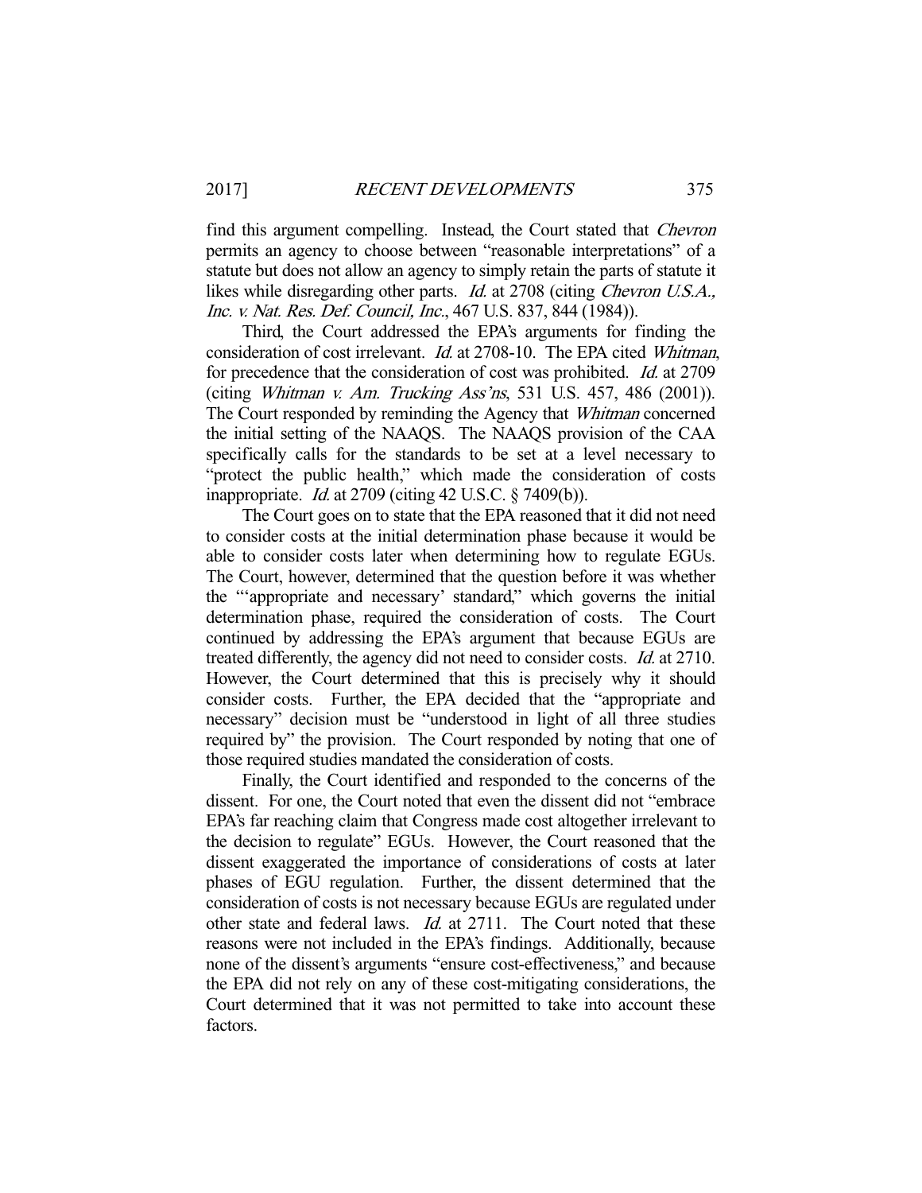find this argument compelling. Instead, the Court stated that *Chevron* permits an agency to choose between "reasonable interpretations" of a statute but does not allow an agency to simply retain the parts of statute it likes while disregarding other parts. *Id.* at 2708 (citing *Chevron U.S.A., Inc. v. Nat. Res. Def. Council, Inc.*, 467 U.S. 837, 844 (1984)).

Third, the Court addressed the EPA's arguments for finding the consideration of cost irrelevant. *Id.* at 2708-10. The EPA cited *Whitman*, for precedence that the consideration of cost was prohibited. *Id.* at 2709 (citing *Whitman v. Am. Trucking Ass'ns*, 531 U.S. 457, 486 (2001)). The Court responded by reminding the Agency that *Whitman* concerned the initial setting of the NAAQS. The NAAQS provision of the CAA specifically calls for the standards to be set at a level necessary to "protect the public health," which made the consideration of costs inappropriate. *Id.* at 2709 (citing 42 U.S.C. § 7409(b)).

The Court goes on to state that the EPA reasoned that it did not need to consider costs at the initial determination phase because it would be able to consider costs later when determining how to regulate EGUs. The Court, however, determined that the question before it was whether the "'appropriate and necessary' standard," which governs the initial determination phase, required the consideration of costs. The Court continued by addressing the EPA's argument that because EGUs are treated differently, the agency did not need to consider costs. *Id.* at 2710. However, the Court determined that this is precisely why it should consider costs. Further, the EPA decided that the "appropriate and necessary" decision must be "understood in light of all three studies required by" the provision. The Court responded by noting that one of those required studies mandated the consideration of costs.

Finally, the Court identified and responded to the concerns of the dissent. For one, the Court noted that even the dissent did not "embrace EPA's far reaching claim that Congress made cost altogether irrelevant to the decision to regulate" EGUs. However, the Court reasoned that the dissent exaggerated the importance of considerations of costs at later phases of EGU regulation. Further, the dissent determined that the consideration of costs is not necessary because EGUs are regulated under other state and federal laws. *Id.* at 2711. The Court noted that these reasons were not included in the EPA's findings. Additionally, because none of the dissent's arguments "ensure cost-effectiveness," and because the EPA did not rely on any of these cost-mitigating considerations, the Court determined that it was not permitted to take into account these factors.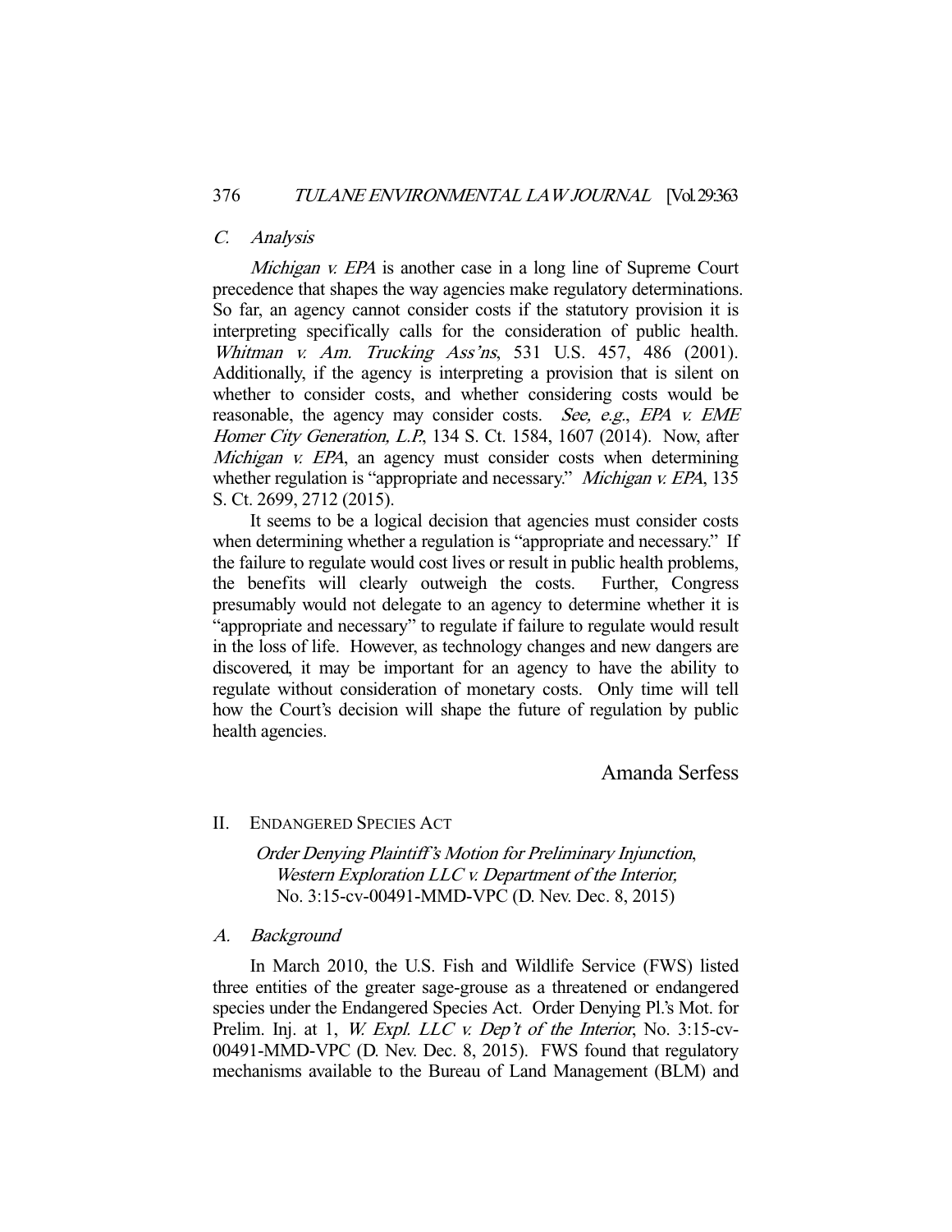### C. *Analysis*

*Michigan v. EPA* is another case in a long line of Supreme Court precedence that shapes the way agencies make regulatory determinations. So far, an agency cannot consider costs if the statutory provision it is interpreting specifically calls for the consideration of public health. *Whitman v. Am. Trucking Ass'ns*, 531 U.S. 457, 486 (2001). Additionally, if the agency is interpreting a provision that is silent on whether to consider costs, and whether considering costs would be reasonable, the agency may consider costs. *See, e.g.*, *EPA v. EME Homer City Generation, L.P.*, 134 S. Ct. 1584, 1607 (2014). Now, after *Michigan v. EPA*, an agency must consider costs when determining whether regulation is "appropriate and necessary." *Michigan v. EPA*, 135 S. Ct. 2699, 2712 (2015).

It seems to be a logical decision that agencies must consider costs when determining whether a regulation is "appropriate and necessary." If the failure to regulate would cost lives or result in public health problems, the benefits will clearly outweigh the costs. Further, Congress presumably would not delegate to an agency to determine whether it is "appropriate and necessary" to regulate if failure to regulate would result in the loss of life. However, as technology changes and new dangers are discovered, it may be important for an agency to have the ability to regulate without consideration of monetary costs. Only time will tell how the Court's decision will shape the future of regulation by public health agencies.

Amanda Serfess

## II. ENDANGERED SPECIES ACT

*Order Denying Plaintiff's Motion for Preliminary Injunction*, *Western Exploration LLC v. Department of the Interior,* No. 3:15-cv-00491-MMD-VPC (D. Nev. Dec. 8, 2015)

### A. *Background*

In March 2010, the U.S. Fish and Wildlife Service (FWS) listed three entities of the greater sage-grouse as a threatened or endangered species under the Endangered Species Act. Order Denying Pl.'s Mot. for Prelim. Inj. at 1, *W. Expl. LLC v. Dep't of the Interior*, No. 3:15-cv-00491-MMD-VPC (D. Nev. Dec. 8, 2015). FWS found that regulatory mechanisms available to the Bureau of Land Management (BLM) and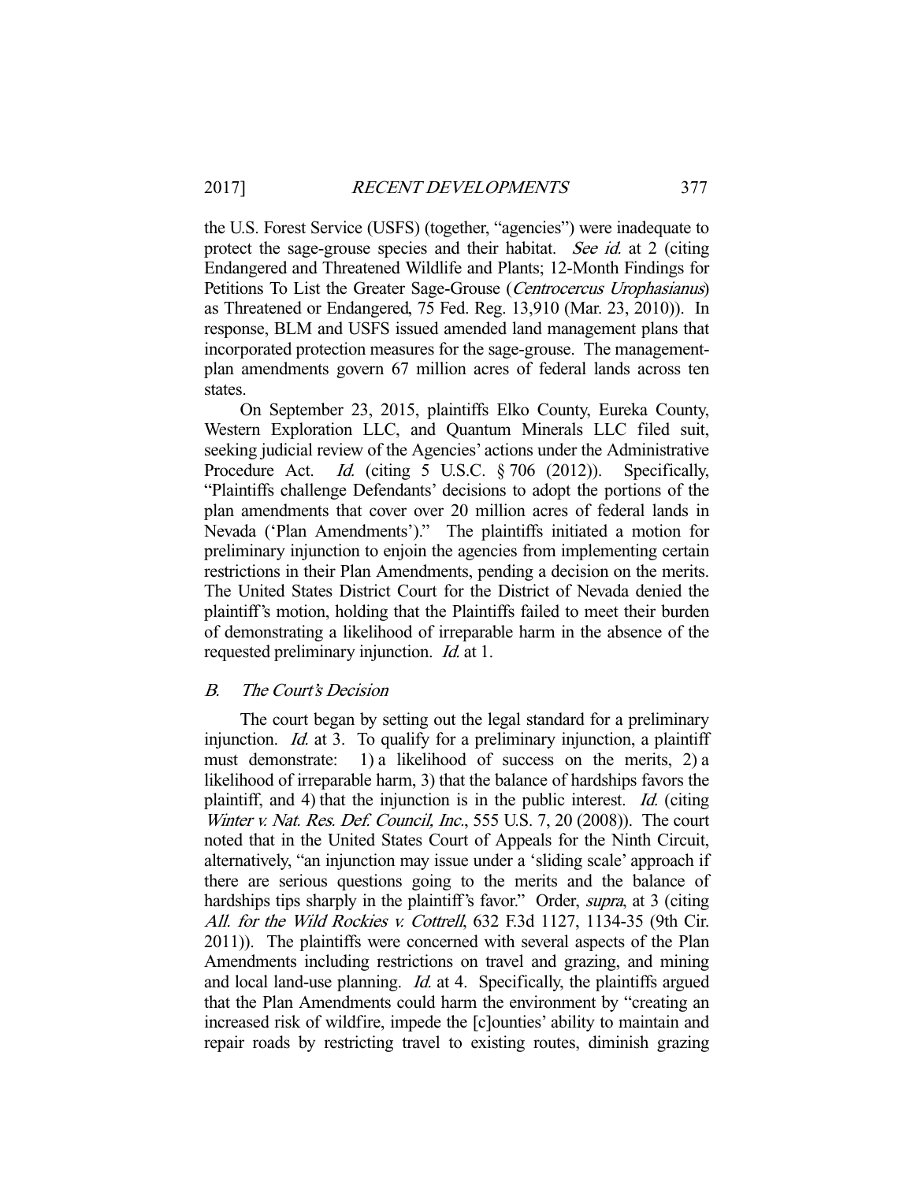the U.S. Forest Service (USFS) (together, "agencies") were inadequate to protect the sage-grouse species and their habitat. *See id.* at 2 (citing Endangered and Threatened Wildlife and Plants; 12-Month Findings for Petitions To List the Greater Sage-Grouse (*Centrocercus Urophasianus*) as Threatened or Endangered, 75 Fed. Reg. 13,910 (Mar. 23, 2010)). In response, BLM and USFS issued amended land management plans that incorporated protection measures for the sage-grouse. The management-plan amendments govern 67 million acres of federal lands across ten states.

On September 23, 2015, plaintiffs Elko County, Eureka County, Western Exploration LLC, and Quantum Minerals LLC filed suit, seeking judicial review of the Agencies' actions under the Administrative Procedure Act. *Id.* (citing 5 U.S.C. § 706 (2012)). Specifically, "Plaintiffs challenge Defendants' decisions to adopt the portions of the plan amendments that cover over 20 million acres of federal lands in Nevada ('Plan Amendments')." The plaintiffs initiated a motion for preliminary injunction to enjoin the agencies from implementing certain restrictions in their Plan Amendments, pending a decision on the merits. The United States District Court for the District of Nevada denied the plaintiff's motion, holding that the Plaintiffs failed to meet their burden of demonstrating a likelihood of irreparable harm in the absence of the requested preliminary injunction. *Id.* at 1.

### *B. The Court's Decision*

The court began by setting out the legal standard for a preliminary injunction. *Id.* at 3. To qualify for a preliminary injunction, a plaintiff must demonstrate: 1) a likelihood of success on the merits, 2) a likelihood of irreparable harm, 3) that the balance of hardships favors the plaintiff, and 4) that the injunction is in the public interest. *Id.* (citing *Winter v. Nat. Res. Def. Council, Inc.*, 555 U.S. 7, 20 (2008)). The court noted that in the United States Court of Appeals for the Ninth Circuit, alternatively, "an injunction may issue under a 'sliding scale' approach if there are serious questions going to the merits and the balance of hardships tips sharply in the plaintiff's favor." Order, *supra*, at 3 (citing *All. for the Wild Rockies v. Cottrell*, 632 F.3d 1127, 1134-35 (9th Cir. 2011)). The plaintiffs were concerned with several aspects of the Plan Amendments including restrictions on travel and grazing, and mining and local land-use planning. *Id.* at 4. Specifically, the plaintiffs argued that the Plan Amendments could harm the environment by "creating an increased risk of wildfire, impede the [c]ounties' ability to maintain and repair roads by restricting travel to existing routes, diminish grazing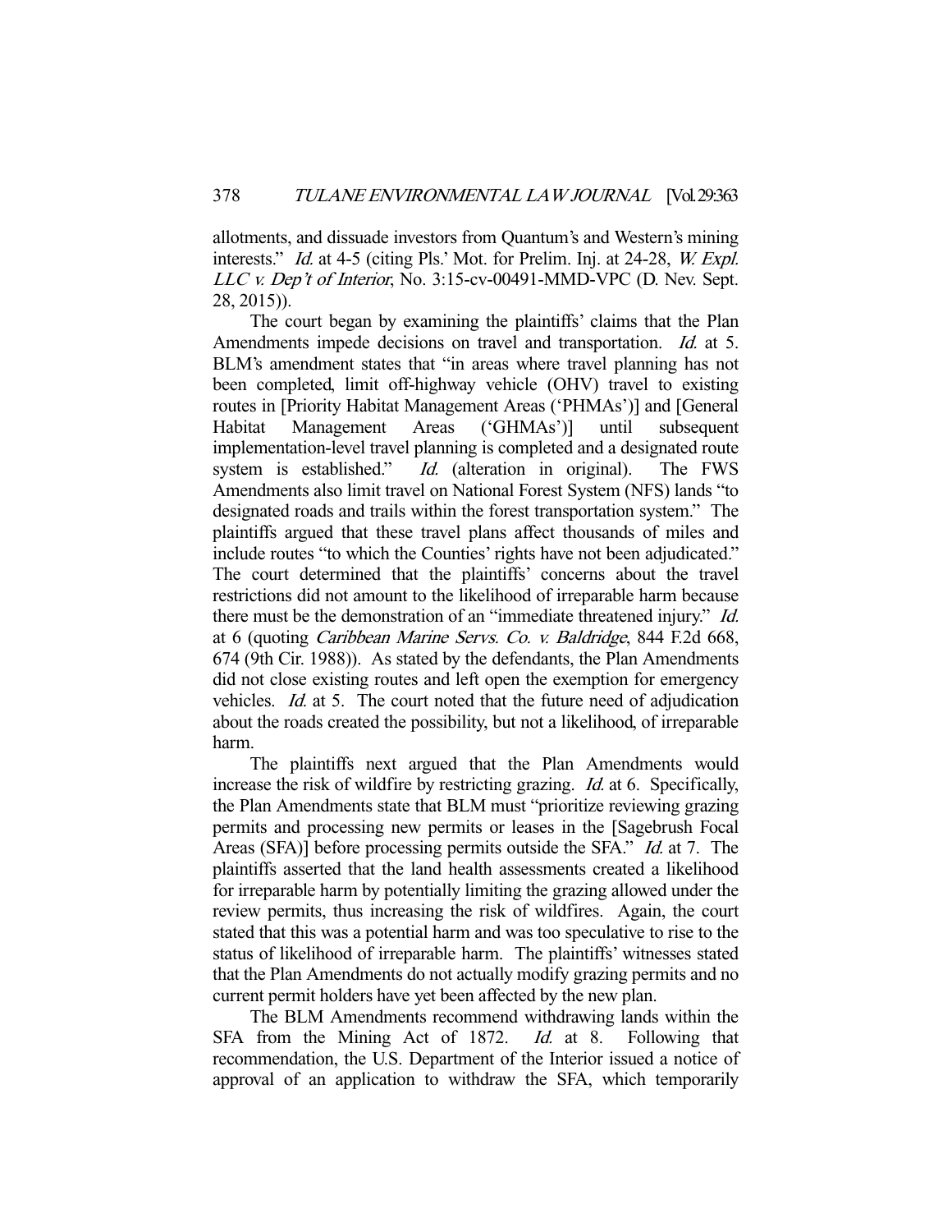allotments, and dissuade investors from Quantum's and Western's mining interests." *Id.* at 4-5 (citing Pls.' Mot. for Prelim. Inj. at 24-28, *W. Expl. LLC v. Dep't of Interior*, No. 3:15-cv-00491-MMD-VPC (D. Nev. Sept. 28, 2015)).

The court began by examining the plaintiffs' claims that the Plan Amendments impede decisions on travel and transportation. *Id.* at 5. BLM's amendment states that "in areas where travel planning has not been completed, limit off-highway vehicle (OHV) travel to existing routes in [Priority Habitat Management Areas ('PHMAs')] and [General Habitat Management Areas ('GHMAs')] until subsequent implementation-level travel planning is completed and a designated route system is established." *Id.* (alteration in original). The FWS Amendments also limit travel on National Forest System (NFS) lands "to designated roads and trails within the forest transportation system." The plaintiffs argued that these travel plans affect thousands of miles and include routes "to which the Counties' rights have not been adjudicated." The court determined that the plaintiffs' concerns about the travel restrictions did not amount to the likelihood of irreparable harm because there must be the demonstration of an "immediate threatened injury." *Id.* at 6 (quoting *Caribbean Marine Servs. Co. v. Baldridge*, 844 F.2d 668, 674 (9th Cir. 1988)). As stated by the defendants, the Plan Amendments did not close existing routes and left open the exemption for emergency vehicles. *Id.* at 5. The court noted that the future need of adjudication about the roads created the possibility, but not a likelihood, of irreparable harm.

The plaintiffs next argued that the Plan Amendments would increase the risk of wildfire by restricting grazing. *Id.* at 6. Specifically, the Plan Amendments state that BLM must "prioritize reviewing grazing permits and processing new permits or leases in the [Sagebrush Focal Areas (SFA)] before processing permits outside the SFA." *Id.* at 7. The plaintiffs asserted that the land health assessments created a likelihood for irreparable harm by potentially limiting the grazing allowed under the review permits, thus increasing the risk of wildfires. Again, the court stated that this was a potential harm and was too speculative to rise to the status of likelihood of irreparable harm. The plaintiffs' witnesses stated that the Plan Amendments do not actually modify grazing permits and no current permit holders have yet been affected by the new plan.

The BLM Amendments recommend withdrawing lands within the SFA from the Mining Act of 1872. *Id.* at 8. Following that recommendation, the U.S. Department of the Interior issued a notice of approval of an application to withdraw the SFA, which temporarily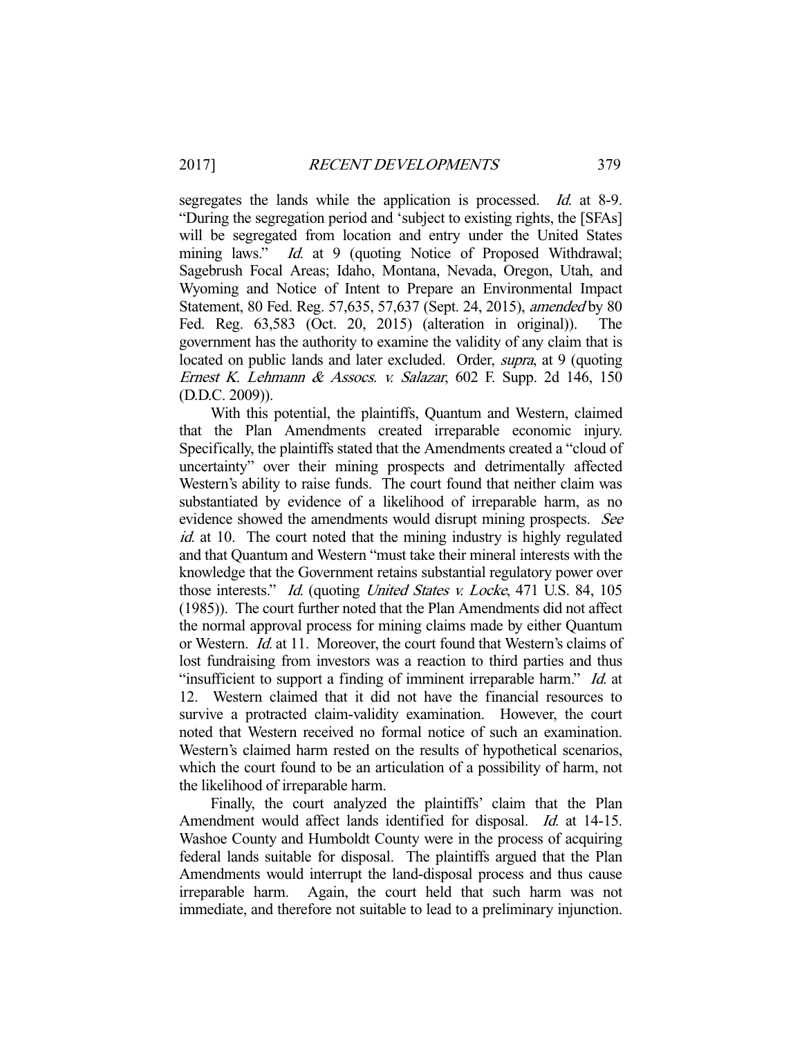segregates the lands while the application is processed. *Id.* at 8-9. "During the segregation period and 'subject to existing rights, the [SFAs] will be segregated from location and entry under the United States mining laws." *Id.* at 9 (quoting Notice of Proposed Withdrawal; Sagebrush Focal Areas; Idaho, Montana, Nevada, Oregon, Utah, and Wyoming and Notice of Intent to Prepare an Environmental Impact Statement, 80 Fed. Reg. 57,635, 57,637 (Sept. 24, 2015), *amended* by 80 Fed. Reg. 63,583 (Oct. 20, 2015) (alteration in original)). The government has the authority to examine the validity of any claim that is located on public lands and later excluded. Order, *supra*, at 9 (quoting *Ernest K. Lehmann & Assocs. v. Salazar*, 602 F. Supp. 2d 146, 150 (D.D.C. 2009)).

With this potential, the plaintiffs, Quantum and Western, claimed that the Plan Amendments created irreparable economic injury. Specifically, the plaintiffs stated that the Amendments created a "cloud of uncertainty" over their mining prospects and detrimentally affected Western's ability to raise funds. The court found that neither claim was substantiated by evidence of a likelihood of irreparable harm, as no evidence showed the amendments would disrupt mining prospects. *See id.* at 10. The court noted that the mining industry is highly regulated and that Quantum and Western "must take their mineral interests with the knowledge that the Government retains substantial regulatory power over those interests." *Id.* (quoting *United States v. Locke*, 471 U.S. 84, 105 (1985)). The court further noted that the Plan Amendments did not affect the normal approval process for mining claims made by either Quantum or Western. *Id.* at 11. Moreover, the court found that Western's claims of lost fundraising from investors was a reaction to third parties and thus "insufficient to support a finding of imminent irreparable harm." *Id.* at 12. Western claimed that it did not have the financial resources to survive a protracted claim-validity examination. However, the court noted that Western received no formal notice of such an examination. Western's claimed harm rested on the results of hypothetical scenarios, which the court found to be an articulation of a possibility of harm, not the likelihood of irreparable harm.

Finally, the court analyzed the plaintiffs' claim that the Plan Amendment would affect lands identified for disposal. *Id.* at 14-15. Washoe County and Humboldt County were in the process of acquiring federal lands suitable for disposal. The plaintiffs argued that the Plan Amendments would interrupt the land-disposal process and thus cause irreparable harm. Again, the court held that such harm was not immediate, and therefore not suitable to lead to a preliminary injunction.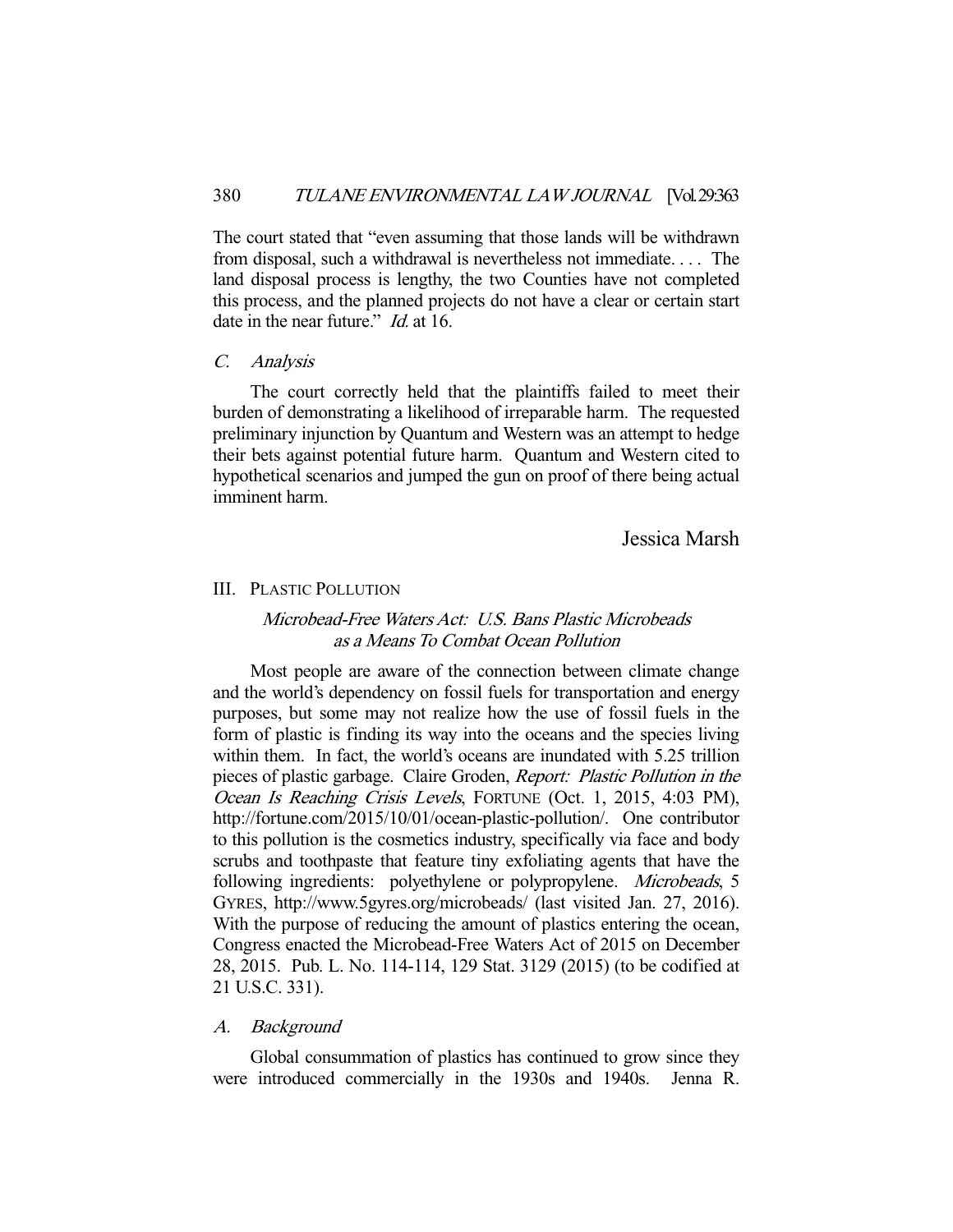The court stated that "even assuming that those lands will be withdrawn from disposal, such a withdrawal is nevertheless not immediate. . . . The land disposal process is lengthy, the two Counties have not completed this process, and the planned projects do not have a clear or certain start date in the near future." *Id.* at 16.

### *C. Analysis*

The court correctly held that the plaintiffs failed to meet their burden of demonstrating a likelihood of irreparable harm. The requested preliminary injunction by Quantum and Western was an attempt to hedge their bets against potential future harm. Quantum and Western cited to hypothetical scenarios and jumped the gun on proof of there being actual imminent harm.

Jessica Marsh

## III. PLASTIC POLLUTION

### *Microbead-Free Waters Act: U.S. Bans Plastic Microbeads as a Means To Combat Ocean Pollution*

Most people are aware of the connection between climate change and the world's dependency on fossil fuels for transportation and energy purposes, but some may not realize how the use of fossil fuels in the form of plastic is finding its way into the oceans and the species living within them. In fact, the world's oceans are inundated with 5.25 trillion pieces of plastic garbage. Claire Groden, *Report: Plastic Pollution in the Ocean Is Reaching Crisis Levels*, FORTUNE (Oct. 1, 2015, 4:03 PM), http://fortune.com/2015/10/01/ocean-plastic-pollution/. One contributor to this pollution is the cosmetics industry, specifically via face and body scrubs and toothpaste that feature tiny exfoliating agents that have the following ingredients: polyethylene or polypropylene. *Microbeads*, 5 GYRES, http://www.5gyres.org/microbeads/ (last visited Jan. 27, 2016). With the purpose of reducing the amount of plastics entering the ocean, Congress enacted the Microbead-Free Waters Act of 2015 on December 28, 2015. Pub. L. No. 114-114, 129 Stat. 3129 (2015) (to be codified at 21 U.S.C. 331).

### *A. Background*

Global consummation of plastics has continued to grow since they were introduced commercially in the 1930s and 1940s. Jenna R.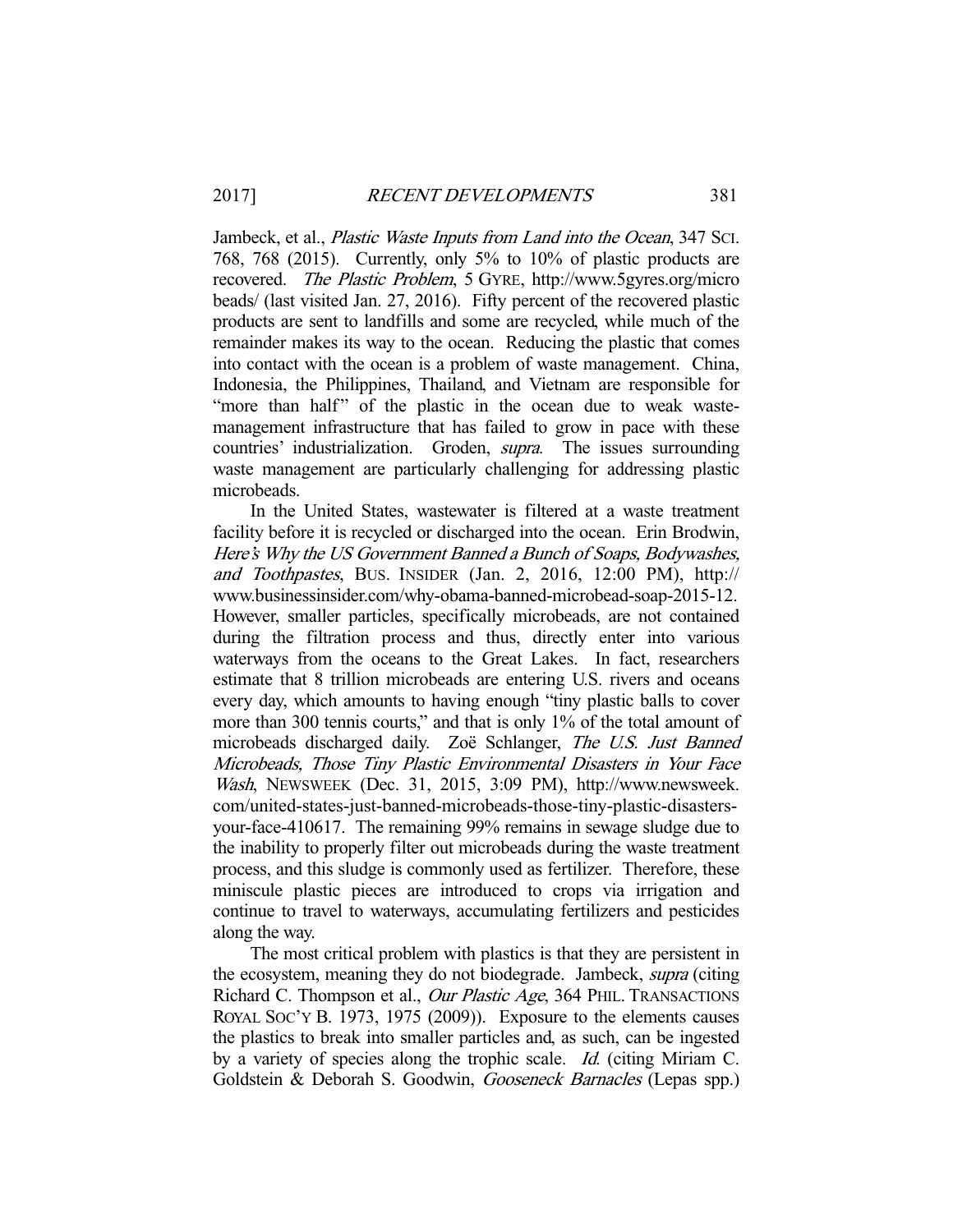Jambeck, et al., *Plastic Waste Inputs from Land into the Ocean*, 347 SCI. 768, 768 (2015). Currently, only 5% to 10% of plastic products are recovered. *The Plastic Problem*, 5 GYRE, http://www.5gyres.org/microbeads/ (last visited Jan. 27, 2016). Fifty percent of the recovered plastic products are sent to landfills and some are recycled, while much of the remainder makes its way to the ocean. Reducing the plastic that comes into contact with the ocean is a problem of waste management. China, Indonesia, the Philippines, Thailand, and Vietnam are responsible for "more than half" of the plastic in the ocean due to weak waste-management infrastructure that has failed to grow in pace with these countries' industrialization. Groden, *supra*. The issues surrounding waste management are particularly challenging for addressing plastic microbeads.

In the United States, wastewater is filtered at a waste treatment facility before it is recycled or discharged into the ocean. Erin Brodwin, *Here's Why the US Government Banned a Bunch of Soaps, Bodywashes, and Toothpastes*, BUS. INSIDER (Jan. 2, 2016, 12:00 PM), http://www.businessinsider.com/why-obama-banned-microbead-soap-2015-12. However, smaller particles, specifically microbeads, are not contained during the filtration process and thus, directly enter into various waterways from the oceans to the Great Lakes. In fact, researchers estimate that 8 trillion microbeads are entering U.S. rivers and oceans every day, which amounts to having enough "tiny plastic balls to cover more than 300 tennis courts," and that is only 1% of the total amount of microbeads discharged daily. Zoë Schlanger, *The U.S. Just Banned Microbeads, Those Tiny Plastic Environmental Disasters in Your Face Wash*, NEWSWEEK (Dec. 31, 2015, 3:09 PM), http://www.newsweek.com/united-states-just-banned-microbeads-those-tiny-plastic-disasters-your-face-410617. The remaining 99% remains in sewage sludge due to the inability to properly filter out microbeads during the waste treatment process, and this sludge is commonly used as fertilizer. Therefore, these miniscule plastic pieces are introduced to crops via irrigation and continue to travel to waterways, accumulating fertilizers and pesticides along the way.

The most critical problem with plastics is that they are persistent in the ecosystem, meaning they do not biodegrade. Jambeck, *supra* (citing Richard C. Thompson et al., *Our Plastic Age*, 364 PHIL. TRANSACTIONS ROYAL SOC'Y B. 1973, 1975 (2009)). Exposure to the elements causes the plastics to break into smaller particles and, as such, can be ingested by a variety of species along the trophic scale. *Id.* (citing Miriam C. Goldstein & Deborah S. Goodwin, *Gooseneck Barnacles* (Lepas spp.)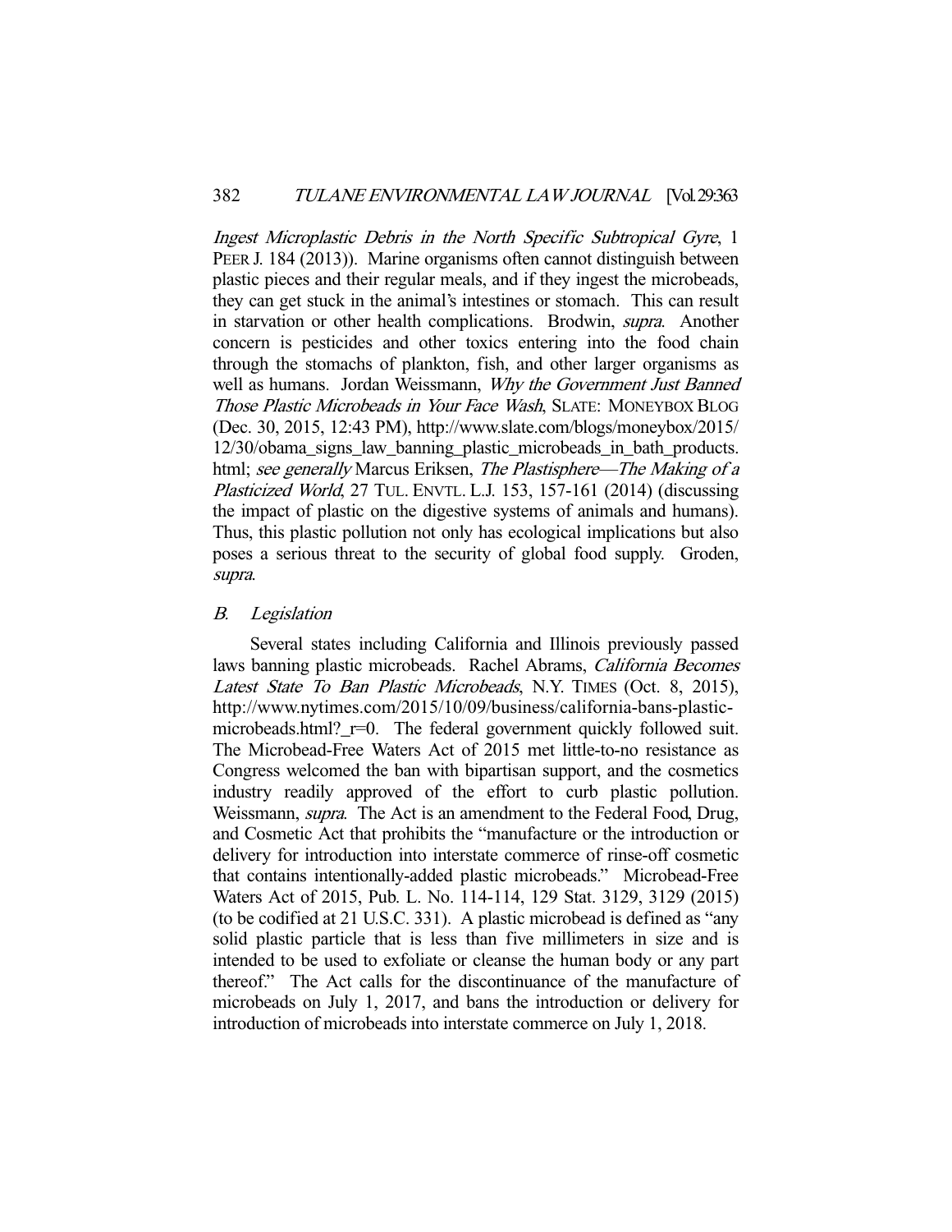*Ingest Microplastic Debris in the North Specific Subtropical Gyre*, 1 PEER J. 184 (2013)). Marine organisms often cannot distinguish between plastic pieces and their regular meals, and if they ingest the microbeads, they can get stuck in the animal's intestines or stomach. This can result in starvation or other health complications. Brodwin, *supra*. Another concern is pesticides and other toxics entering into the food chain through the stomachs of plankton, fish, and other larger organisms as well as humans. Jordan Weissmann, *Why the Government Just Banned Those Plastic Microbeads in Your Face Wash*, SLATE: MONEYBOX BLOG (Dec. 30, 2015, 12:43 PM), http://www.slate.com/blogs/moneybox/2015/12/30/obama_signs_law_banning_plastic_microbeads_in_bath_products.html; *see generally* Marcus Eriksen, *The Plastisphere—The Making of a Plasticized World*, 27 TUL. ENVTL. L.J. 153, 157-161 (2014) (discussing the impact of plastic on the digestive systems of animals and humans). Thus, this plastic pollution not only has ecological implications but also poses a serious threat to the security of global food supply. Groden, *supra*.

### *B. Legislation*

Several states including California and Illinois previously passed laws banning plastic microbeads. Rachel Abrams, *California Becomes Latest State To Ban Plastic Microbeads*, N.Y. TIMES (Oct. 8, 2015), http://www.nytimes.com/2015/10/09/business/california-bans-plastic-microbeads.html?_r=0. The federal government quickly followed suit. The Microbead-Free Waters Act of 2015 met little-to-no resistance as Congress welcomed the ban with bipartisan support, and the cosmetics industry readily approved of the effort to curb plastic pollution. Weissmann, *supra*. The Act is an amendment to the Federal Food, Drug, and Cosmetic Act that prohibits the "manufacture or the introduction or delivery for introduction into interstate commerce of rinse-off cosmetic that contains intentionally-added plastic microbeads." Microbead-Free Waters Act of 2015, Pub. L. No. 114-114, 129 Stat. 3129, 3129 (2015) (to be codified at 21 U.S.C. 331). A plastic microbead is defined as "any solid plastic particle that is less than five millimeters in size and is intended to be used to exfoliate or cleanse the human body or any part thereof." The Act calls for the discontinuance of the manufacture of microbeads on July 1, 2017, and bans the introduction or delivery for introduction of microbeads into interstate commerce on July 1, 2018.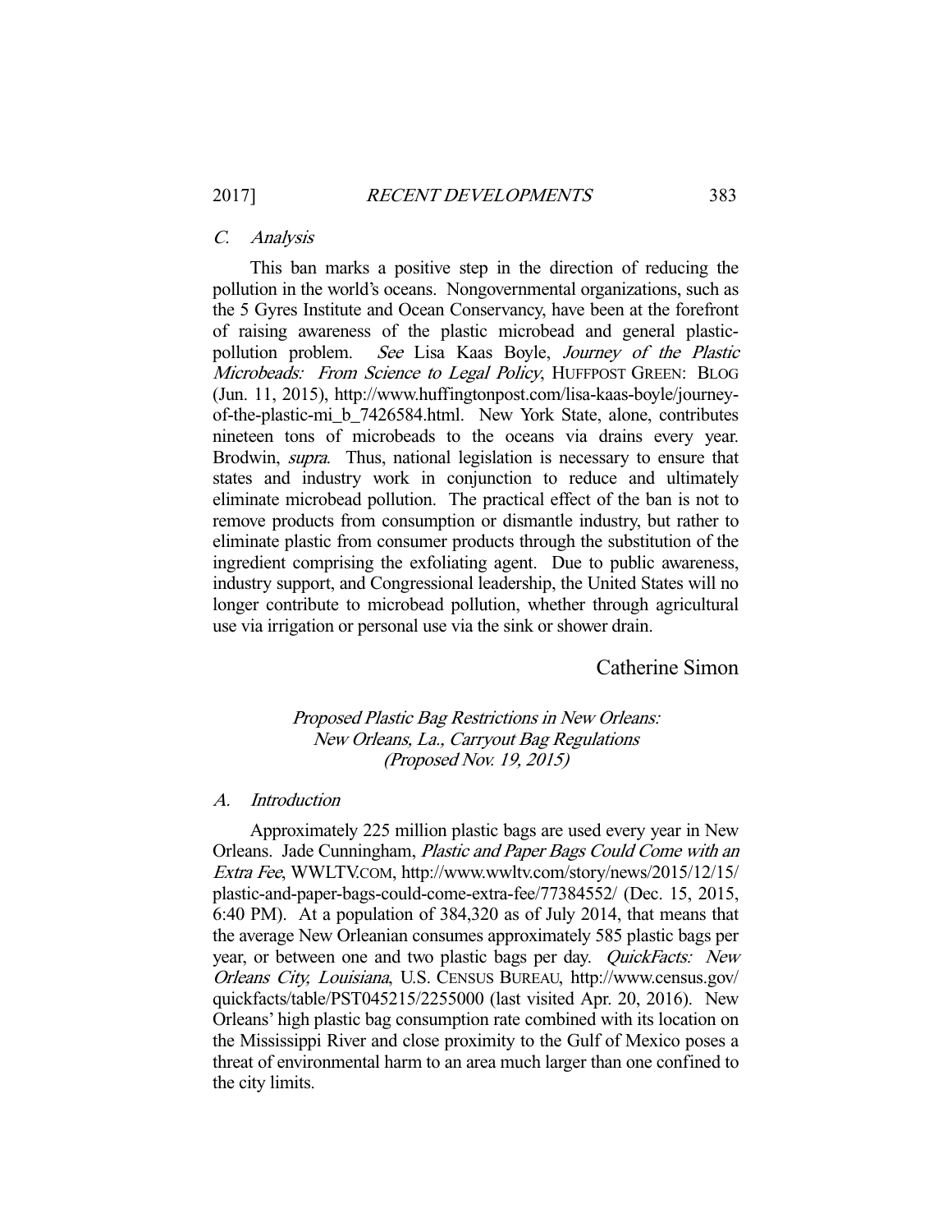### *C. Analysis*

This ban marks a positive step in the direction of reducing the pollution in the world's oceans. Nongovernmental organizations, such as the 5 Gyres Institute and Ocean Conservancy, have been at the forefront of raising awareness of the plastic microbead and general plastic-pollution problem. *See* Lisa Kaas Boyle, *Journey of the Plastic Microbeads: From Science to Legal Policy*, HUFFPOST GREEN: BLOG (Jun. 11, 2015), http://www.huffingtonpost.com/lisa-kaas-boyle/journey-of-the-plastic-mi_b_7426584.html. New York State, alone, contributes nineteen tons of microbeads to the oceans via drains every year. Brodwin, *supra*. Thus, national legislation is necessary to ensure that states and industry work in conjunction to reduce and ultimately eliminate microbead pollution. The practical effect of the ban is not to remove products from consumption or dismantle industry, but rather to eliminate plastic from consumer products through the substitution of the ingredient comprising the exfoliating agent. Due to public awareness, industry support, and Congressional leadership, the United States will no longer contribute to microbead pollution, whether through agricultural use via irrigation or personal use via the sink or shower drain.

Catherine Simon

## *Proposed Plastic Bag Restrictions in New Orleans: New Orleans, La., Carryout Bag Regulations (Proposed Nov. 19, 2015)*

### *A. Introduction*

Approximately 225 million plastic bags are used every year in New Orleans. Jade Cunningham, *Plastic and Paper Bags Could Come with an Extra Fee*, WWLTV.COM, http://www.wwltv.com/story/news/2015/12/15/plastic-and-paper-bags-could-come-extra-fee/77384552/ (Dec. 15, 2015, 6:40 PM). At a population of 384,320 as of July 2014, that means that the average New Orleanian consumes approximately 585 plastic bags per year, or between one and two plastic bags per day. *QuickFacts: New Orleans City, Louisiana*, U.S. CENSUS BUREAU, http://www.census.gov/quickfacts/table/PST045215/2255000 (last visited Apr. 20, 2016). New Orleans' high plastic bag consumption rate combined with its location on the Mississippi River and close proximity to the Gulf of Mexico poses a threat of environmental harm to an area much larger than one confined to the city limits.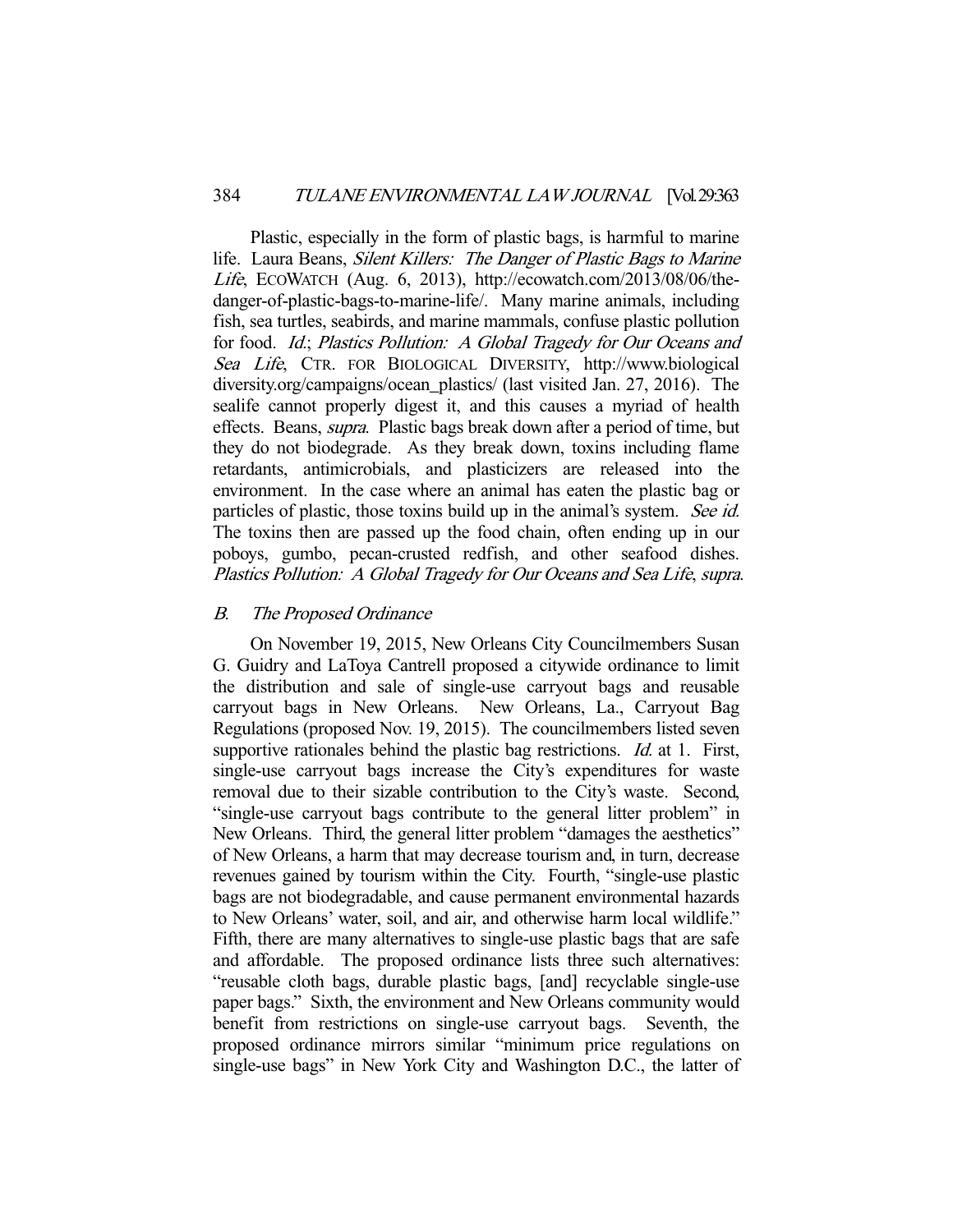Plastic, especially in the form of plastic bags, is harmful to marine life. Laura Beans, *Silent Killers: The Danger of Plastic Bags to Marine Life*, ECOWATCH (Aug. 6, 2013), http://ecowatch.com/2013/08/06/the-danger-of-plastic-bags-to-marine-life/. Many marine animals, including fish, sea turtles, seabirds, and marine mammals, confuse plastic pollution for food. *Id.*; *Plastics Pollution: A Global Tragedy for Our Oceans and Sea Life*, CTR. FOR BIOLOGICAL DIVERSITY, http://www.biologicaldiversity.org/campaigns/ocean_plastics/ (last visited Jan. 27, 2016). The sealife cannot properly digest it, and this causes a myriad of health effects. Beans, *supra*. Plastic bags break down after a period of time, but they do not biodegrade. As they break down, toxins including flame retardants, antimicrobials, and plasticizers are released into the environment. In the case where an animal has eaten the plastic bag or particles of plastic, those toxins build up in the animal's system. *See id.* The toxins then are passed up the food chain, often ending up in our poboys, gumbo, pecan-crusted redfish, and other seafood dishes. *Plastics Pollution: A Global Tragedy for Our Oceans and Sea Life*, *supra*.

### *B. The Proposed Ordinance*

On November 19, 2015, New Orleans City Councilmembers Susan G. Guidry and LaToya Cantrell proposed a citywide ordinance to limit the distribution and sale of single-use carryout bags and reusable carryout bags in New Orleans. New Orleans, La., Carryout Bag Regulations (proposed Nov. 19, 2015). The councilmembers listed seven supportive rationales behind the plastic bag restrictions. *Id.* at 1. First, single-use carryout bags increase the City's expenditures for waste removal due to their sizable contribution to the City's waste. Second, "single-use carryout bags contribute to the general litter problem" in New Orleans. Third, the general litter problem "damages the aesthetics" of New Orleans, a harm that may decrease tourism and, in turn, decrease revenues gained by tourism within the City. Fourth, "single-use plastic bags are not biodegradable, and cause permanent environmental hazards to New Orleans' water, soil, and air, and otherwise harm local wildlife." Fifth, there are many alternatives to single-use plastic bags that are safe and affordable. The proposed ordinance lists three such alternatives: "reusable cloth bags, durable plastic bags, [and] recyclable single-use paper bags." Sixth, the environment and New Orleans community would benefit from restrictions on single-use carryout bags. Seventh, the proposed ordinance mirrors similar "minimum price regulations on single-use bags" in New York City and Washington D.C., the latter of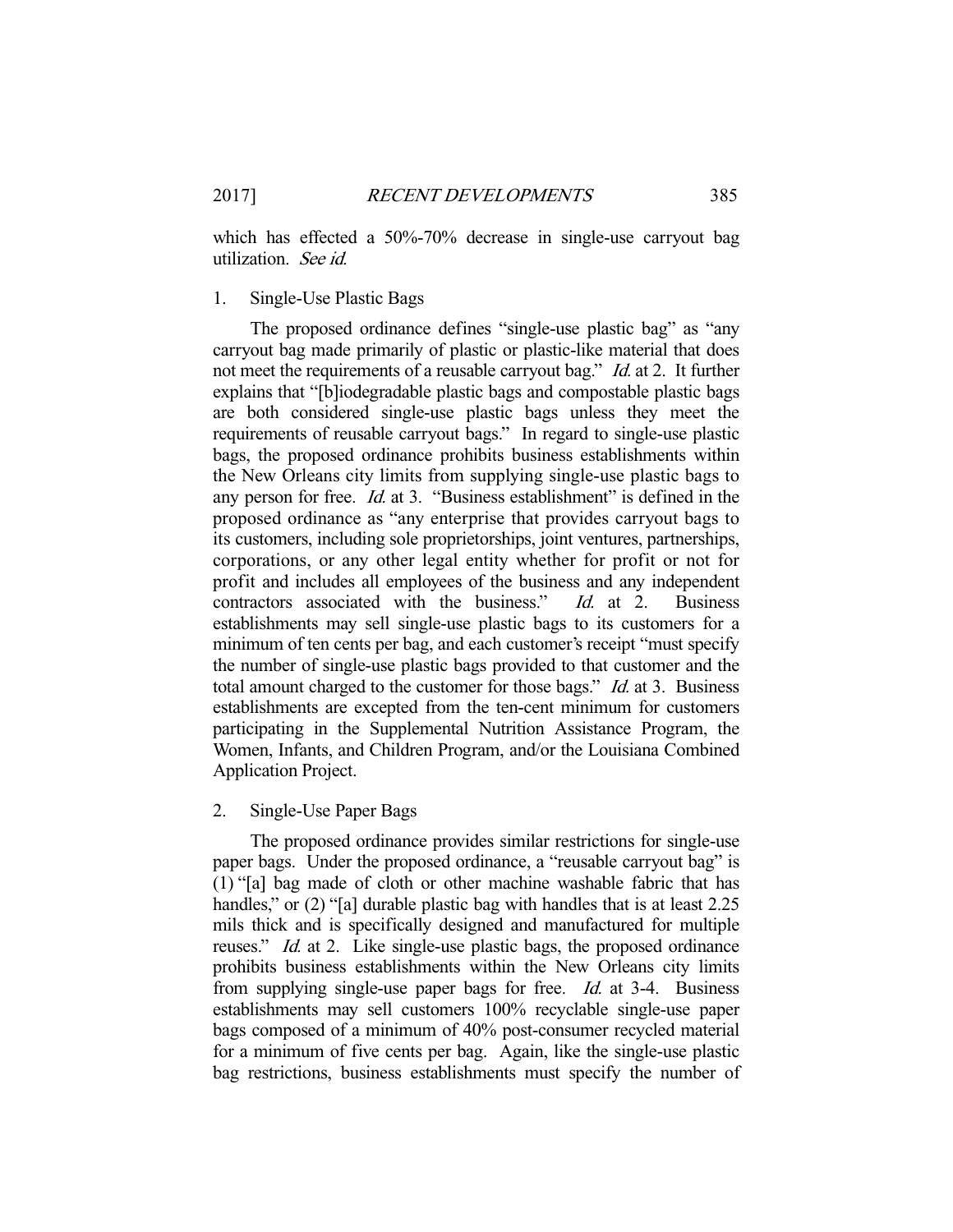which has effected a 50%-70% decrease in single-use carryout bag utilization. *See id.*

1. Single-Use Plastic Bags

The proposed ordinance defines "single-use plastic bag" as "any carryout bag made primarily of plastic or plastic-like material that does not meet the requirements of a reusable carryout bag." *Id.* at 2. It further explains that "[b]iodegradable plastic bags and compostable plastic bags are both considered single-use plastic bags unless they meet the requirements of reusable carryout bags." In regard to single-use plastic bags, the proposed ordinance prohibits business establishments within the New Orleans city limits from supplying single-use plastic bags to any person for free. *Id.* at 3. "Business establishment" is defined in the proposed ordinance as "any enterprise that provides carryout bags to its customers, including sole proprietorships, joint ventures, partnerships, corporations, or any other legal entity whether for profit or not for profit and includes all employees of the business and any independent contractors associated with the business." *Id.* at 2. Business establishments may sell single-use plastic bags to its customers for a minimum of ten cents per bag, and each customer's receipt "must specify the number of single-use plastic bags provided to that customer and the total amount charged to the customer for those bags." *Id.* at 3. Business establishments are excepted from the ten-cent minimum for customers participating in the Supplemental Nutrition Assistance Program, the Women, Infants, and Children Program, and/or the Louisiana Combined Application Project.

2. Single-Use Paper Bags

The proposed ordinance provides similar restrictions for single-use paper bags. Under the proposed ordinance, a "reusable carryout bag" is (1) "[a] bag made of cloth or other machine washable fabric that has handles," or (2) "[a] durable plastic bag with handles that is at least 2.25 mils thick and is specifically designed and manufactured for multiple reuses." *Id.* at 2. Like single-use plastic bags, the proposed ordinance prohibits business establishments within the New Orleans city limits from supplying single-use paper bags for free. *Id.* at 3-4. Business establishments may sell customers 100% recyclable single-use paper bags composed of a minimum of 40% post-consumer recycled material for a minimum of five cents per bag. Again, like the single-use plastic bag restrictions, business establishments must specify the number of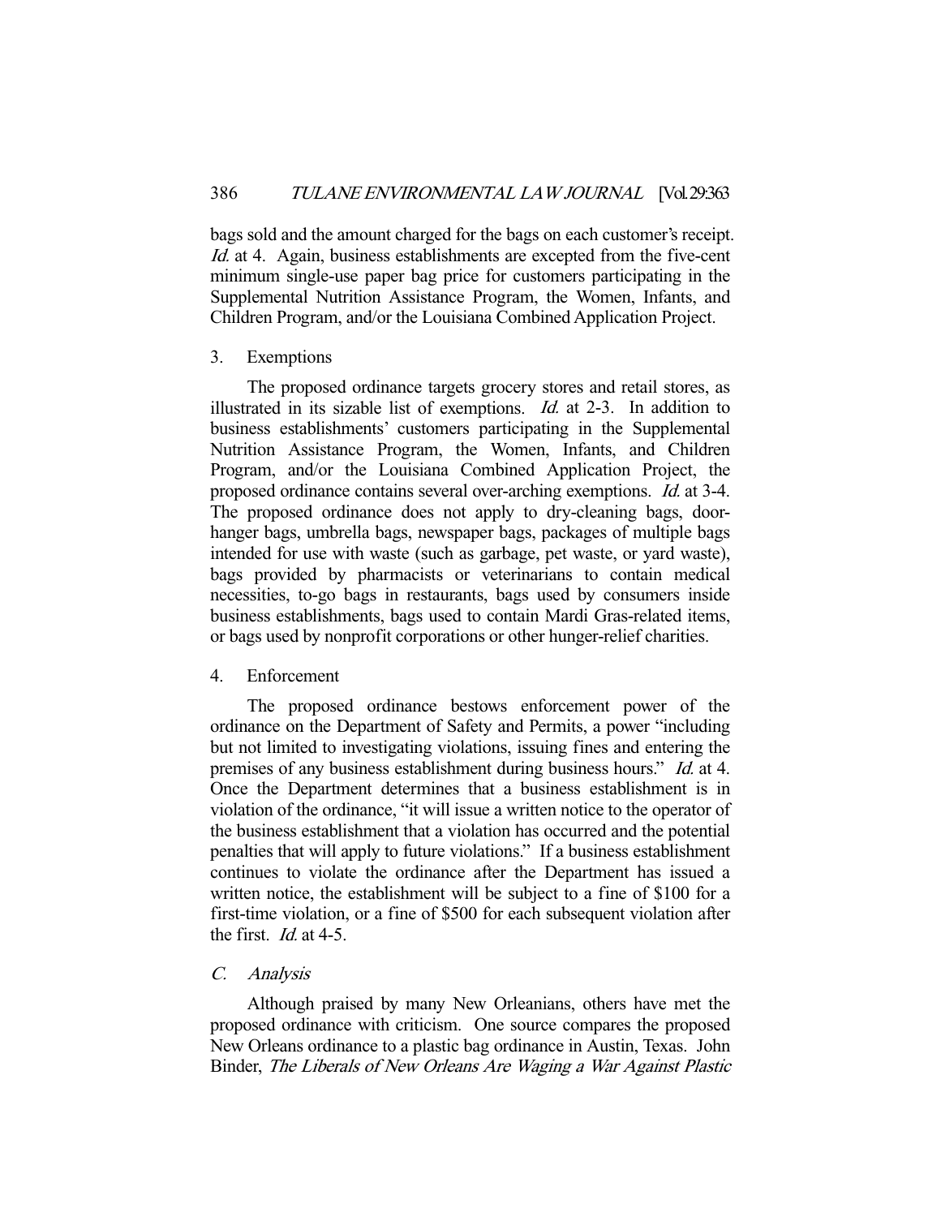bags sold and the amount charged for the bags on each customer's receipt. *Id.* at 4. Again, business establishments are excepted from the five-cent minimum single-use paper bag price for customers participating in the Supplemental Nutrition Assistance Program, the Women, Infants, and Children Program, and/or the Louisiana Combined Application Project.

3. Exemptions

The proposed ordinance targets grocery stores and retail stores, as illustrated in its sizable list of exemptions. *Id.* at 2-3. In addition to business establishments' customers participating in the Supplemental Nutrition Assistance Program, the Women, Infants, and Children Program, and/or the Louisiana Combined Application Project, the proposed ordinance contains several over-arching exemptions. *Id.* at 3-4. The proposed ordinance does not apply to dry-cleaning bags, door-hanger bags, umbrella bags, newspaper bags, packages of multiple bags intended for use with waste (such as garbage, pet waste, or yard waste), bags provided by pharmacists or veterinarians to contain medical necessities, to-go bags in restaurants, bags used by consumers inside business establishments, bags used to contain Mardi Gras-related items, or bags used by nonprofit corporations or other hunger-relief charities.

4. Enforcement

The proposed ordinance bestows enforcement power of the ordinance on the Department of Safety and Permits, a power "including but not limited to investigating violations, issuing fines and entering the premises of any business establishment during business hours." *Id.* at 4. Once the Department determines that a business establishment is in violation of the ordinance, "it will issue a written notice to the operator of the business establishment that a violation has occurred and the potential penalties that will apply to future violations." If a business establishment continues to violate the ordinance after the Department has issued a written notice, the establishment will be subject to a fine of $100 for a first-time violation, or a fine of $500 for each subsequent violation after the first. *Id.* at 4-5.

### *C. Analysis*

Although praised by many New Orleanians, others have met the proposed ordinance with criticism. One source compares the proposed New Orleans ordinance to a plastic bag ordinance in Austin, Texas. John Binder, *The Liberals of New Orleans Are Waging a War Against Plastic*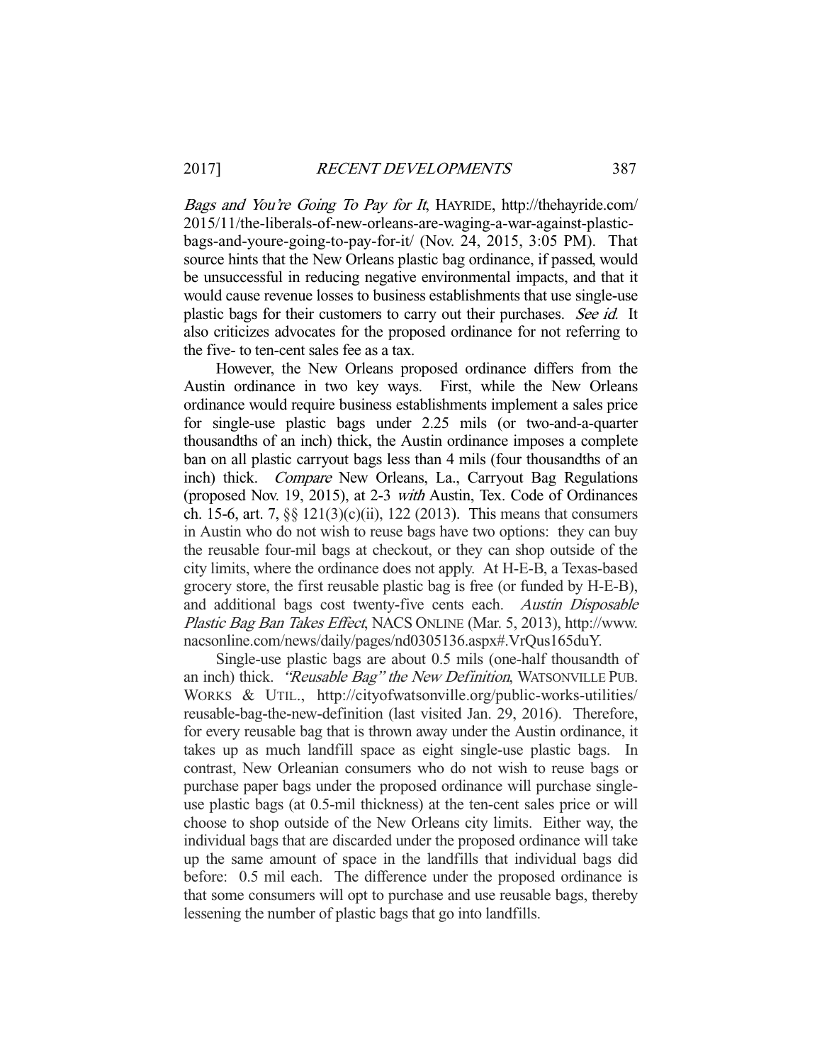*Bags and You're Going To Pay for It*, HAYRIDE, http://thehayride.com/2015/11/the-liberals-of-new-orleans-are-waging-a-war-against-plastic-bags-and-youre-going-to-pay-for-it/ (Nov. 24, 2015, 3:05 PM). That source hints that the New Orleans plastic bag ordinance, if passed, would be unsuccessful in reducing negative environmental impacts, and that it would cause revenue losses to business establishments that use single-use plastic bags for their customers to carry out their purchases. *See id.* It also criticizes advocates for the proposed ordinance for not referring to the five- to ten-cent sales fee as a tax.

However, the New Orleans proposed ordinance differs from the Austin ordinance in two key ways. First, while the New Orleans ordinance would require business establishments implement a sales price for single-use plastic bags under 2.25 mils (or two-and-a-quarter thousandths of an inch) thick, the Austin ordinance imposes a complete ban on all plastic carryout bags less than 4 mils (four thousandths of an inch) thick. *Compare* New Orleans, La., Carryout Bag Regulations (proposed Nov. 19, 2015), at 2-3 *with* Austin, Tex. Code of Ordinances ch. 15-6, art. 7, §§ 121(3)(c)(ii), 122 (2013). This means that consumers in Austin who do not wish to reuse bags have two options: they can buy the reusable four-mil bags at checkout, or they can shop outside of the city limits, where the ordinance does not apply. At H-E-B, a Texas-based grocery store, the first reusable plastic bag is free (or funded by H-E-B), and additional bags cost twenty-five cents each. *Austin Disposable Plastic Bag Ban Takes Effect*, NACS ONLINE (Mar. 5, 2013), http://www.nacsonline.com/news/daily/pages/nd0305136.aspx#.VrQus165duY.

Single-use plastic bags are about 0.5 mils (one-half thousandth of an inch) thick. *"Reusable Bag" the New Definition*, WATSONVILLE PUB. WORKS & UTIL., http://cityofwatsonville.org/public-works-utilities/reusable-bag-the-new-definition (last visited Jan. 29, 2016). Therefore, for every reusable bag that is thrown away under the Austin ordinance, it takes up as much landfill space as eight single-use plastic bags. In contrast, New Orleanian consumers who do not wish to reuse bags or purchase paper bags under the proposed ordinance will purchase single-use plastic bags (at 0.5-mil thickness) at the ten-cent sales price or will choose to shop outside of the New Orleans city limits. Either way, the individual bags that are discarded under the proposed ordinance will take up the same amount of space in the landfills that individual bags did before: 0.5 mil each. The difference under the proposed ordinance is that some consumers will opt to purchase and use reusable bags, thereby lessening the number of plastic bags that go into landfills.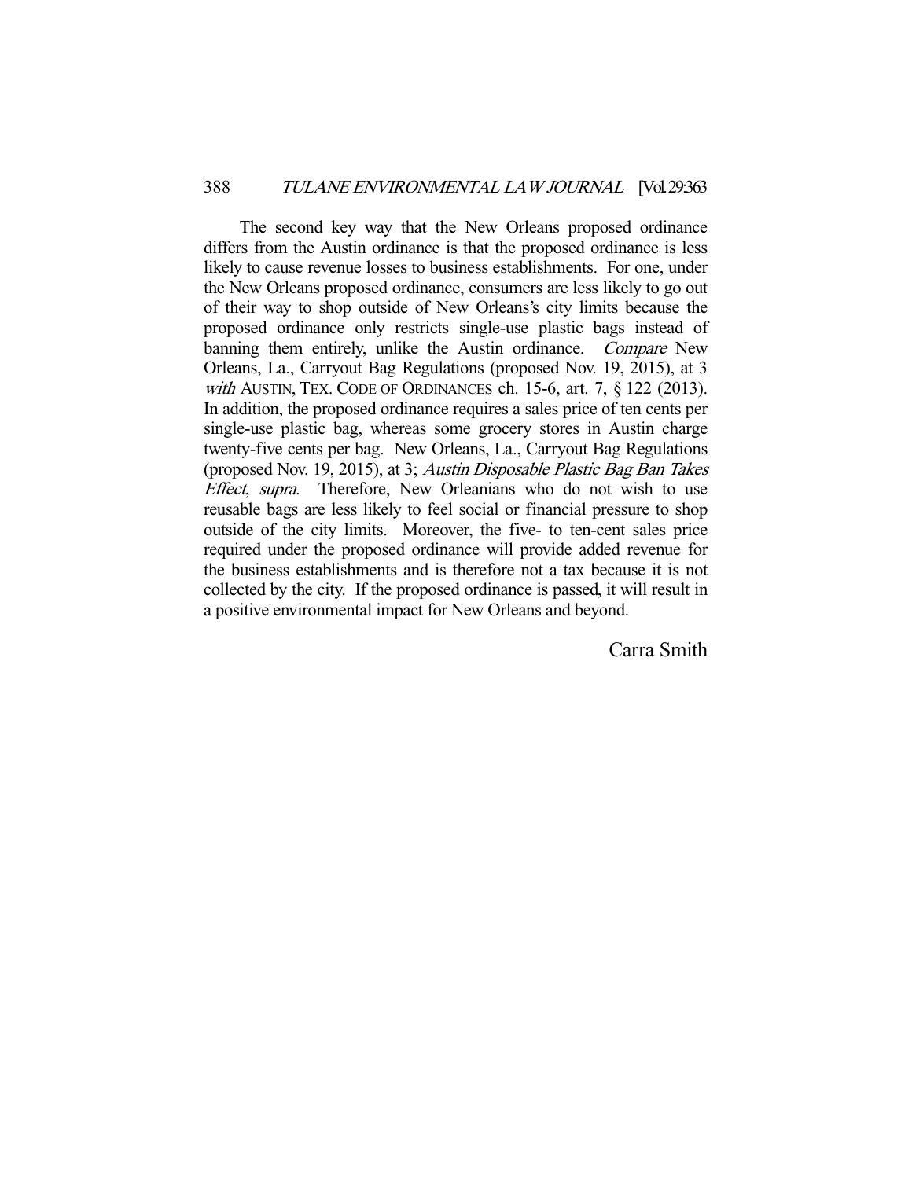The second key way that the New Orleans proposed ordinance differs from the Austin ordinance is that the proposed ordinance is less likely to cause revenue losses to business establishments. For one, under the New Orleans proposed ordinance, consumers are less likely to go out of their way to shop outside of New Orleans's city limits because the proposed ordinance only restricts single-use plastic bags instead of banning them entirely, unlike the Austin ordinance. *Compare* New Orleans, La., Carryout Bag Regulations (proposed Nov. 19, 2015), at 3 *with* AUSTIN, TEX. CODE OF ORDINANCES ch. 15-6, art. 7, § 122 (2013). In addition, the proposed ordinance requires a sales price of ten cents per single-use plastic bag, whereas some grocery stores in Austin charge twenty-five cents per bag. New Orleans, La., Carryout Bag Regulations (proposed Nov. 19, 2015), at 3; *Austin Disposable Plastic Bag Ban Takes Effect*, *supra*. Therefore, New Orleanians who do not wish to use reusable bags are less likely to feel social or financial pressure to shop outside of the city limits. Moreover, the five- to ten-cent sales price required under the proposed ordinance will provide added revenue for the business establishments and is therefore not a tax because it is not collected by the city. If the proposed ordinance is passed, it will result in a positive environmental impact for New Orleans and beyond.

Carra Smith